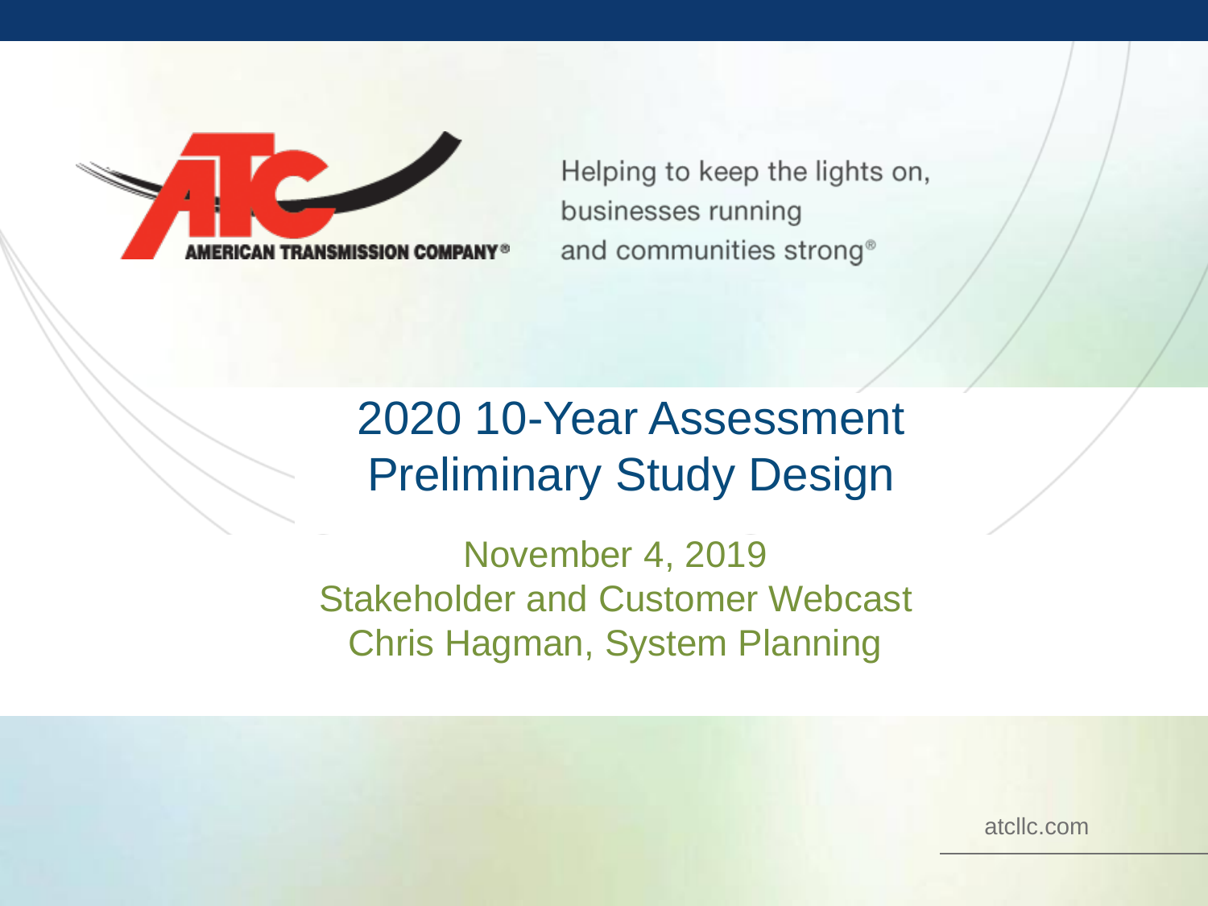AMERICAN TRANSMISSION COMPANY®

Helping to keep the lights on, businesses running and communities strong®

# 2020 10-Year Assessment Preliminary Study Design

November 4, 2019
Stakeholder and Customer Webcast
Chris Hagman, System Planning

atcllc.com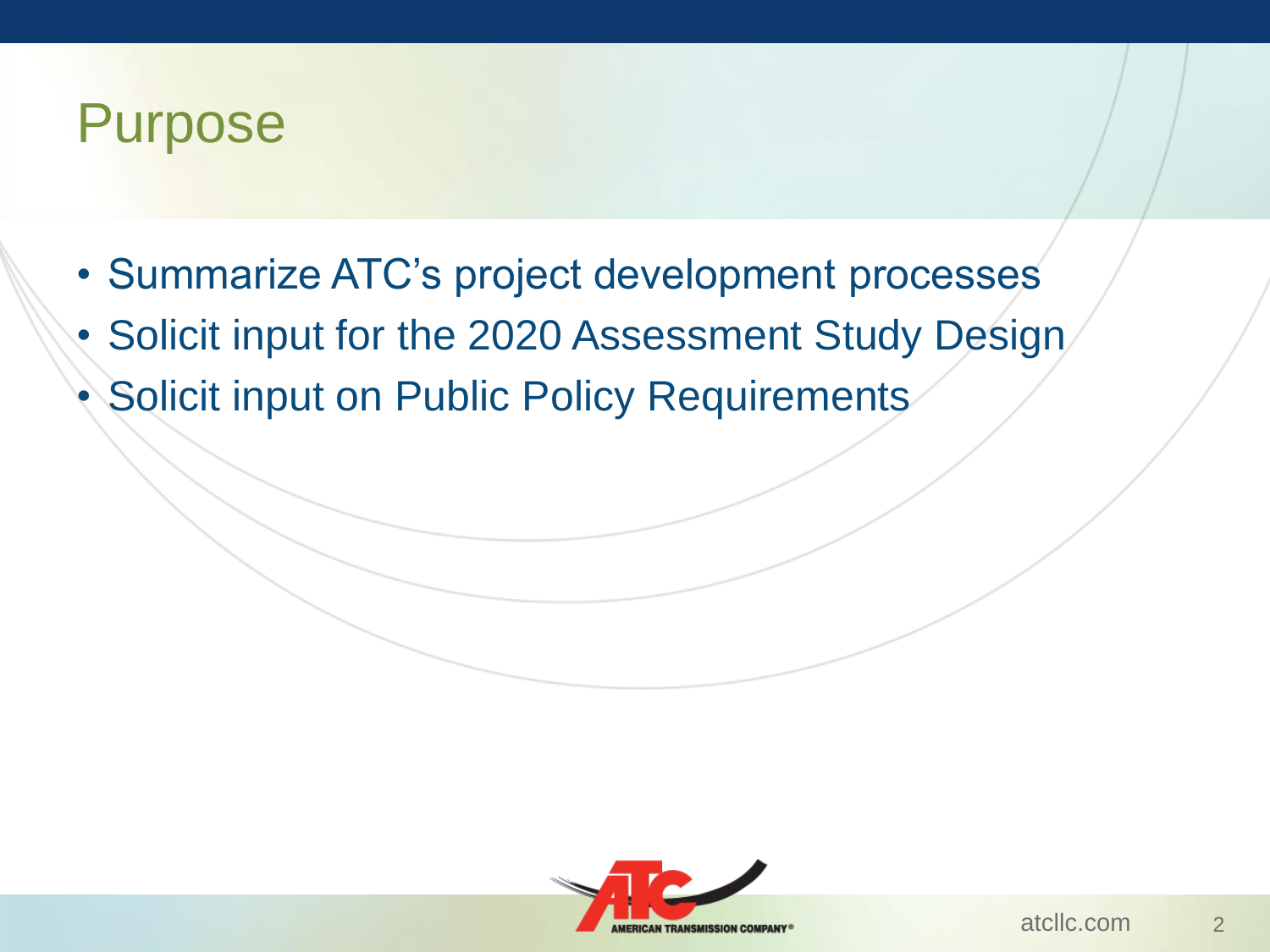# Purpose

- Summarize ATC's project development processes
- Solicit input for the 2020 Assessment Study Design
- Solicit input on Public Policy Requirements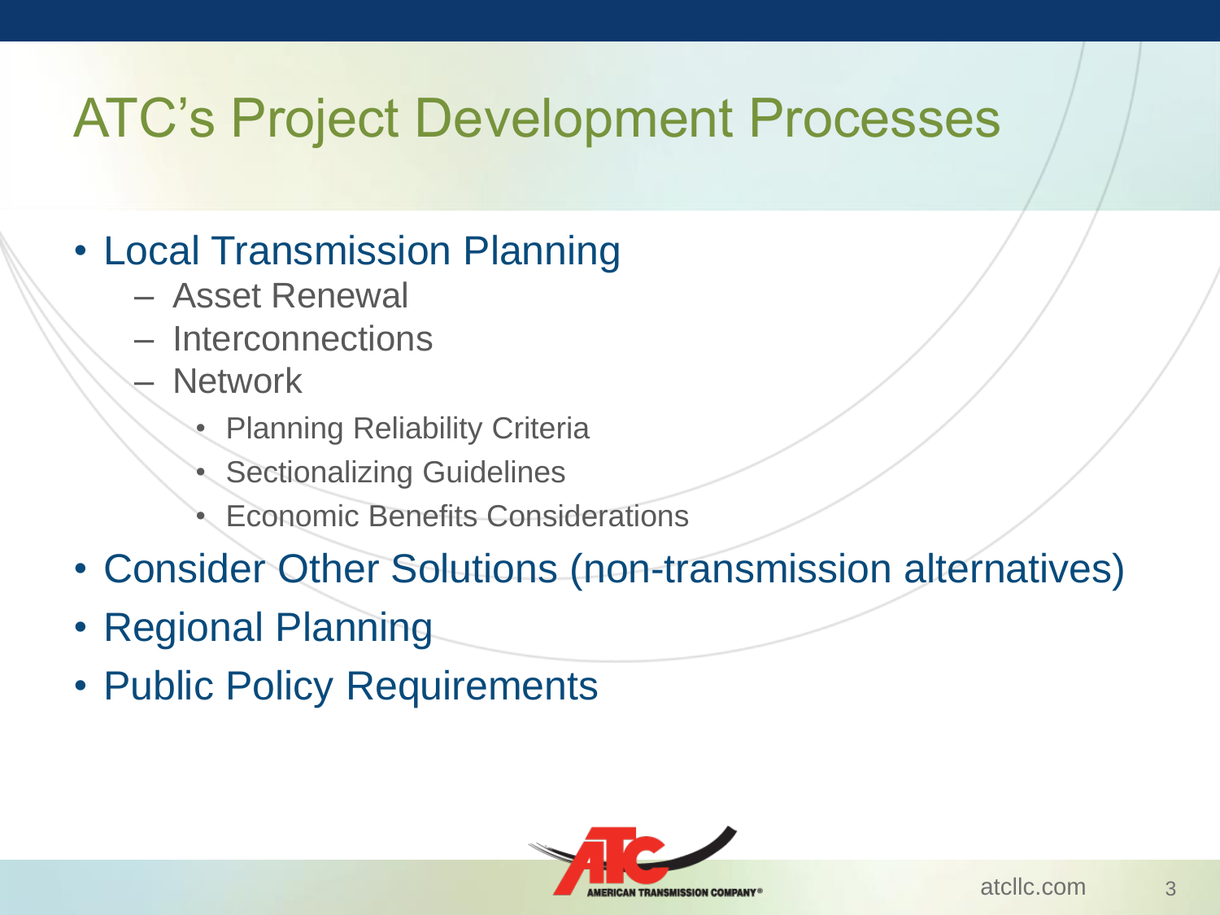# ATC's Project Development Processes

- Local Transmission Planning
  - Asset Renewal
  - Interconnections
  - Network
    - Planning Reliability Criteria
    - Sectionalizing Guidelines
    - Economic Benefits Considerations
- Consider Other Solutions (non-transmission alternatives)
- Regional Planning
- Public Policy Requirements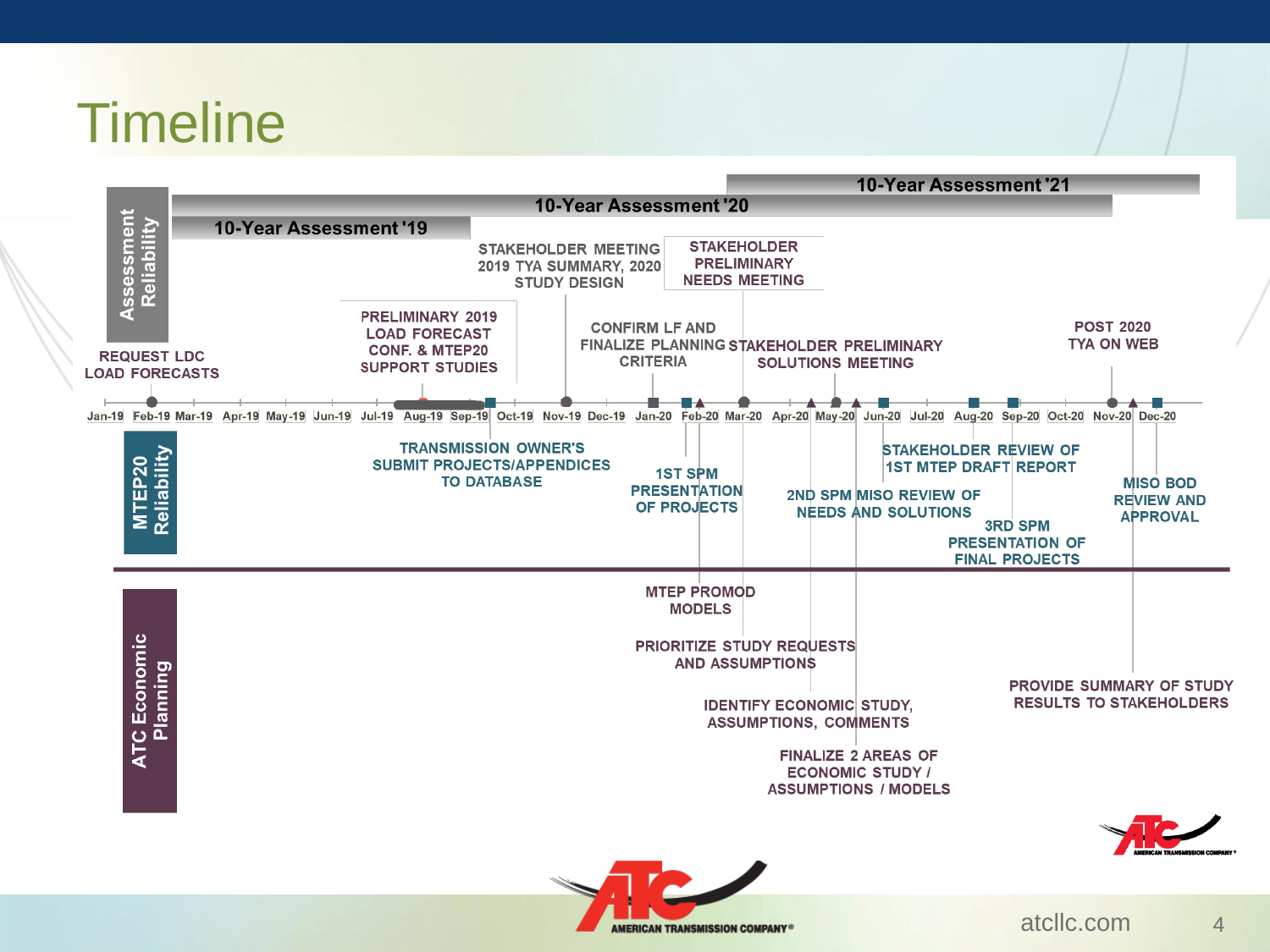# Timeline

**Assessment Reliability**

- 10-Year Assessment '19
- 10-Year Assessment '20
- 10-Year Assessment '21

Timeline: Jan-19 | Feb-19 | Mar-19 | Apr-19 | May-19 | Jun-19 | Jul-19 | Aug-19 | Sep-19 | Oct-19 | Nov-19 | Dec-19 | Jan-20 | Feb-20 | Mar-20 | Apr-20 | May-20 | Jun-20 | Jul-20 | Aug-20 | Sep-20 | Oct-20 | Nov-20 | Dec-20

- REQUEST LDC LOAD FORECASTS
- PRELIMINARY 2019 LOAD FORECAST CONF. & MTEP20 SUPPORT STUDIES
- STAKEHOLDER MEETING 2019 TYA SUMMARY, 2020 STUDY DESIGN
- STAKEHOLDER PRELIMINARY NEEDS MEETING
- CONFIRM LF AND FINALIZE PLANNING CRITERIA
- STAKEHOLDER PRELIMINARY SOLUTIONS MEETING
- POST 2020 TYA ON WEB

**MTEP20 Reliability**

- TRANSMISSION OWNER'S SUBMIT PROJECTS/APPENDICES TO DATABASE
- 1ST SPM PRESENTATION OF PROJECTS
- 2ND SPM
- MISO REVIEW OF NEEDS AND SOLUTIONS
- STAKEHOLDER REVIEW OF 1ST MTEP DRAFT REPORT
- 3RD SPM PRESENTATION OF FINAL PROJECTS
- MISO BOD REVIEW AND APPROVAL

**ATC Economic Planning**

- MTEP PROMOD MODELS
- PRIORITIZE STUDY REQUESTS AND ASSUMPTIONS
- IDENTIFY ECONOMIC STUDY, ASSUMPTIONS, COMMENTS
- FINALIZE 2 AREAS OF ECONOMIC STUDY / ASSUMPTIONS / MODELS
- PROVIDE SUMMARY OF STUDY RESULTS TO STAKEHOLDERS

atcllc.com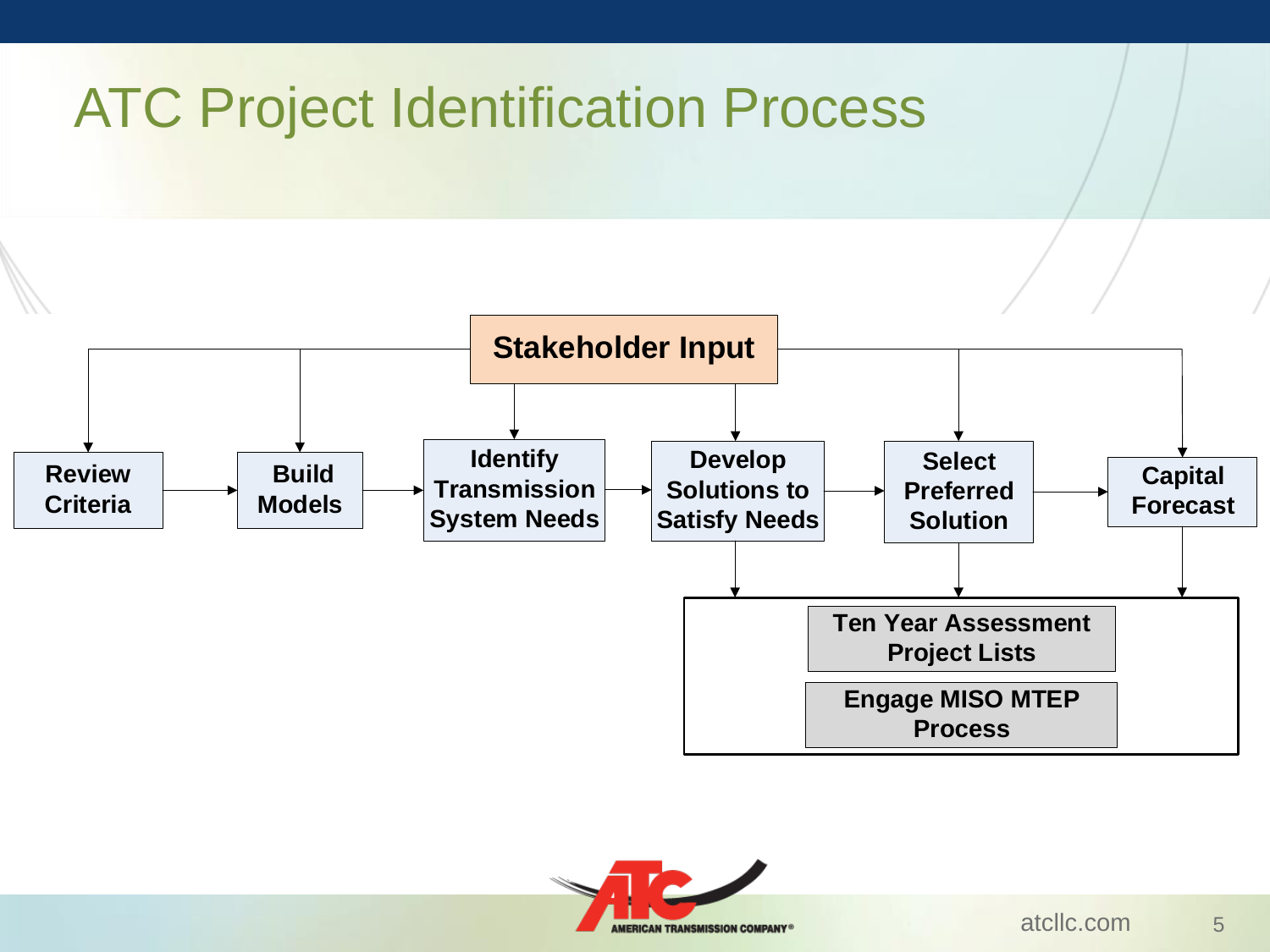# ATC Project Identification Process

**Stakeholder Input**

**Review Criteria** → **Build Models** → **Identify Transmission System Needs** → **Develop Solutions to Satisfy Needs** → **Select Preferred Solution** → **Capital Forecast**

**Ten Year Assessment Project Lists**

**Engage MISO MTEP Process**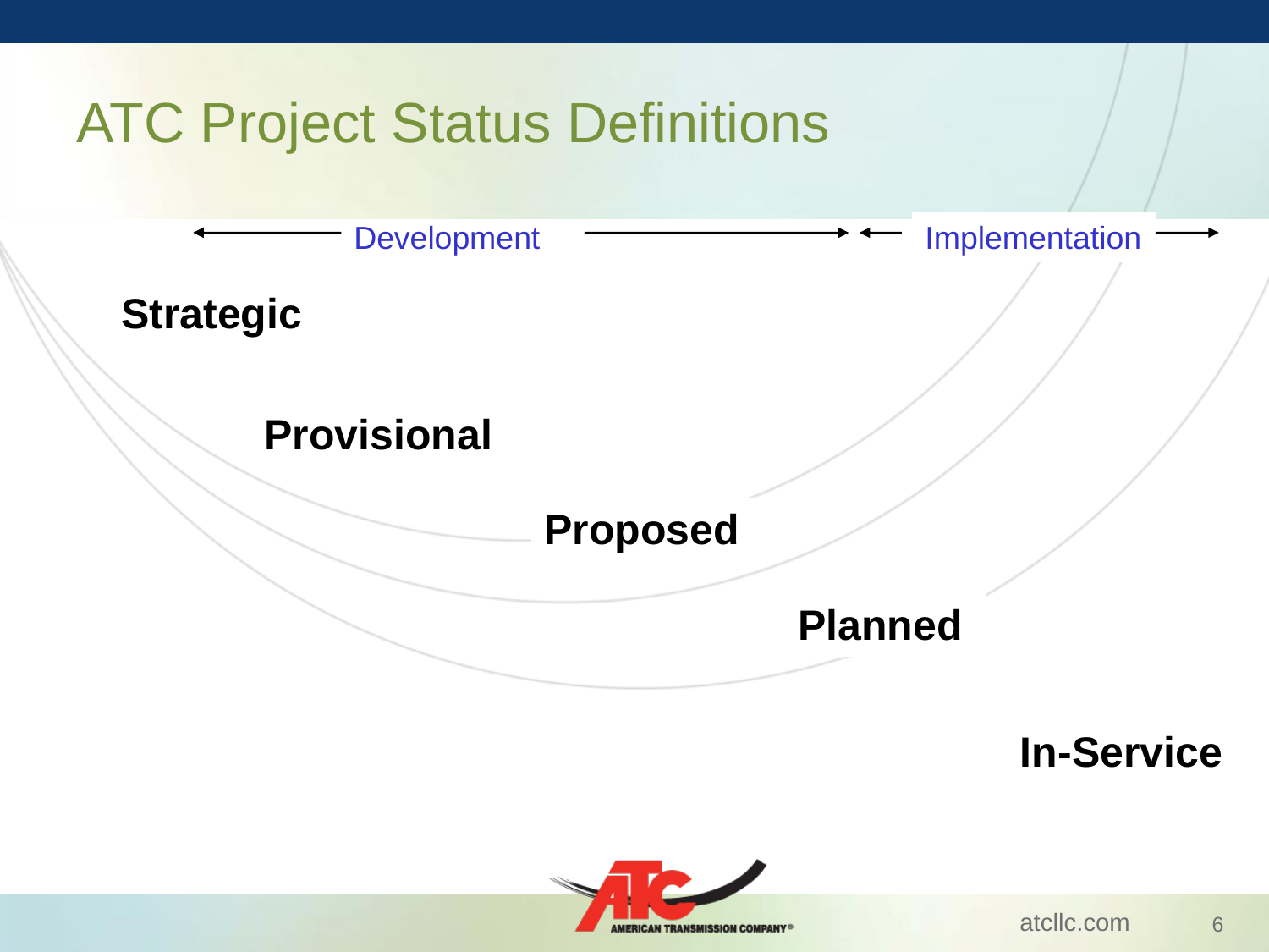# ATC Project Status Definitions

← Development → ← Implementation →

**Strategic**

**Provisional**

**Proposed**

**Planned**

**In-Service**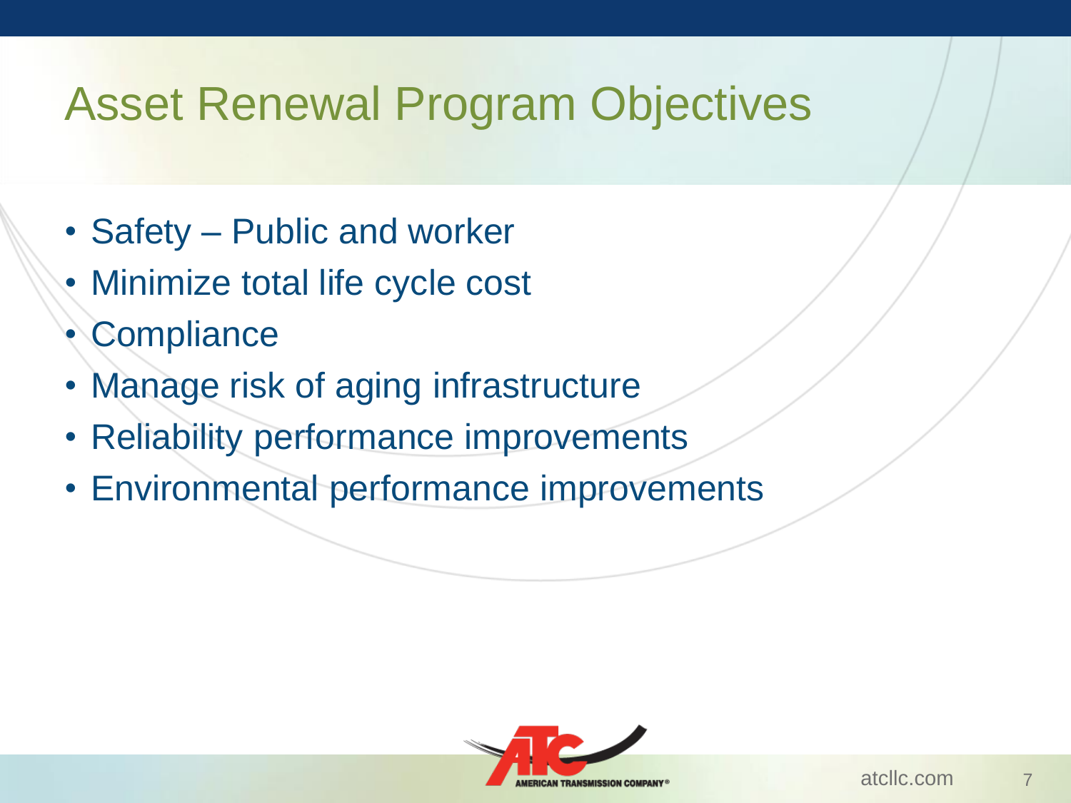# Asset Renewal Program Objectives

- Safety – Public and worker
- Minimize total life cycle cost
- Compliance
- Manage risk of aging infrastructure
- Reliability performance improvements
- Environmental performance improvements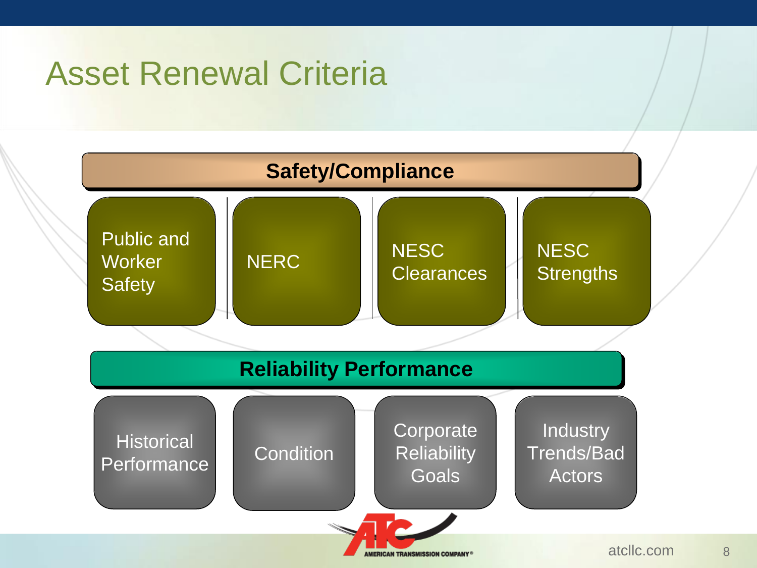# Asset Renewal Criteria

## Safety/Compliance

- Public and Worker Safety
- NERC
- NESC Clearances
- NESC Strengths

## Reliability Performance

- Historical Performance
- Condition
- Corporate Reliability Goals
- Industry Trends/Bad Actors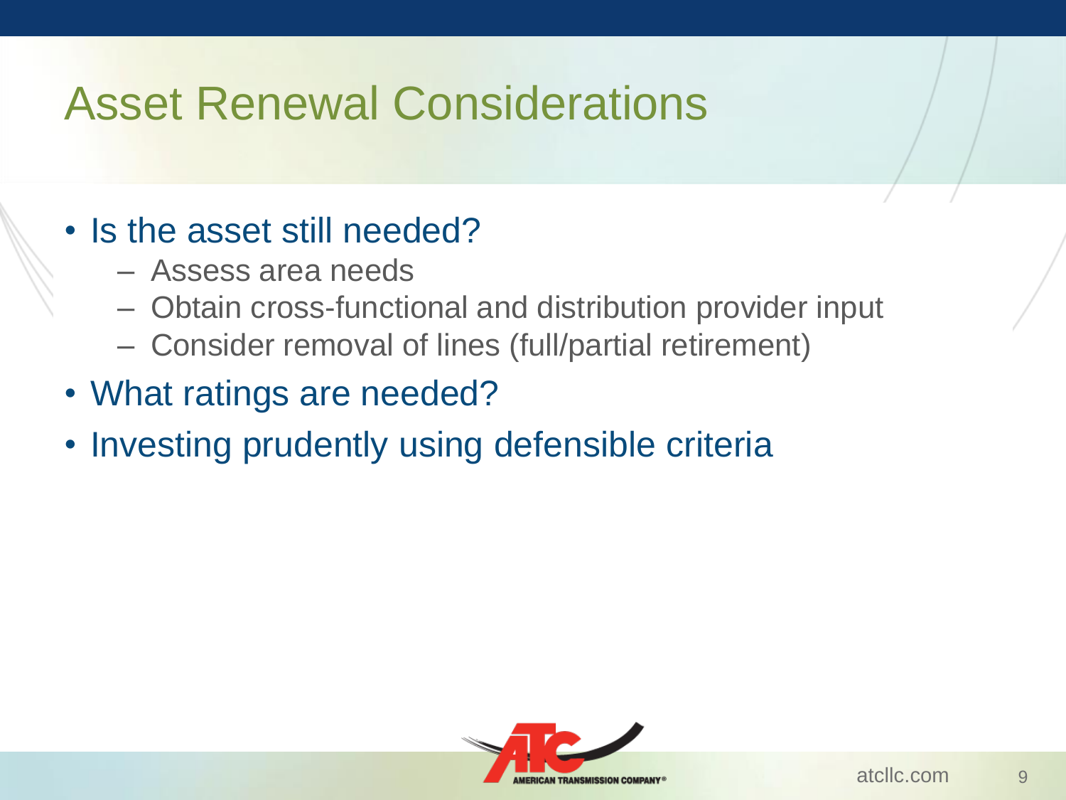# Asset Renewal Considerations

- Is the asset still needed?
  - Assess area needs
  - Obtain cross-functional and distribution provider input
  - Consider removal of lines (full/partial retirement)
- What ratings are needed?
- Investing prudently using defensible criteria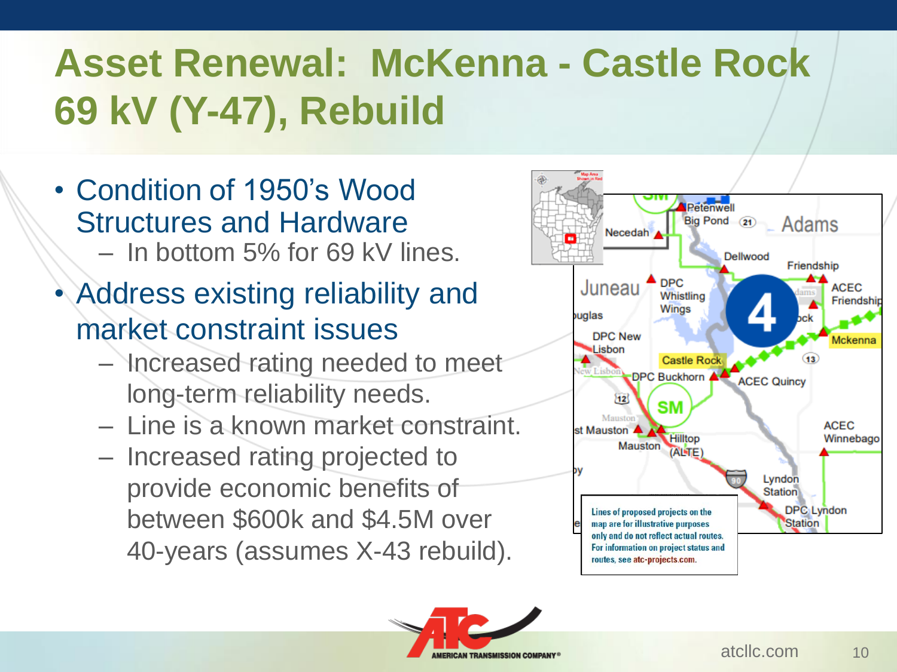# Asset Renewal: McKenna - Castle Rock 69 kV (Y-47), Rebuild

- Condition of 1950's Wood Structures and Hardware
  - In bottom 5% for 69 kV lines.
- Address existing reliability and market constraint issues
  - Increased rating needed to meet long-term reliability needs.
  - Line is a known market constraint.
  - Increased rating projected to provide economic benefits of between $600k and $4.5M over 40-years (assumes X-43 rebuild).

Lines of proposed projects on the map are for illustrative purposes only and do not reflect actual routes. For information on project status and routes, see atc-projects.com.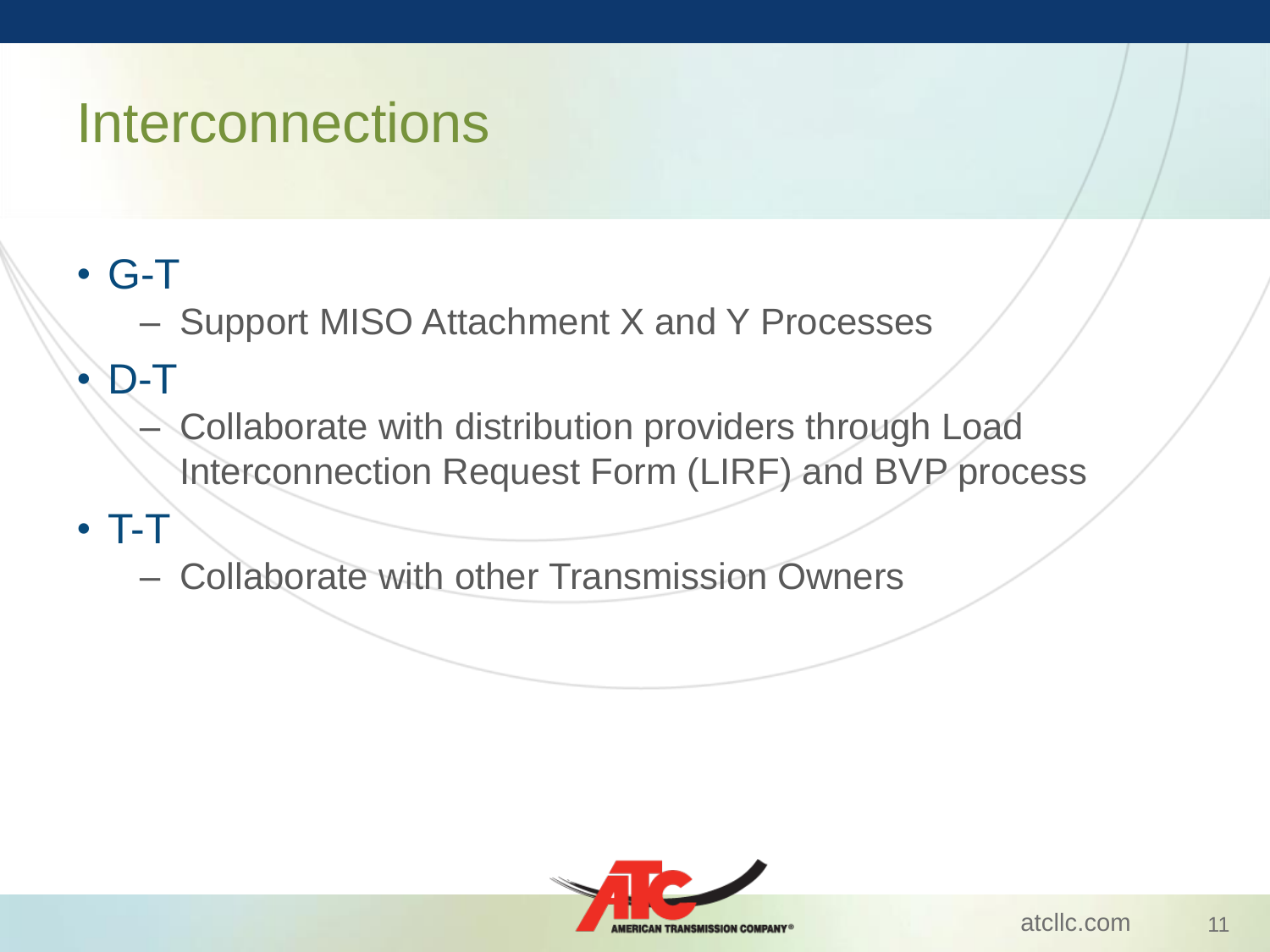# Interconnections

- G-T
  - Support MISO Attachment X and Y Processes
- D-T
  - Collaborate with distribution providers through Load Interconnection Request Form (LIRF) and BVP process
- T-T
  - Collaborate with other Transmission Owners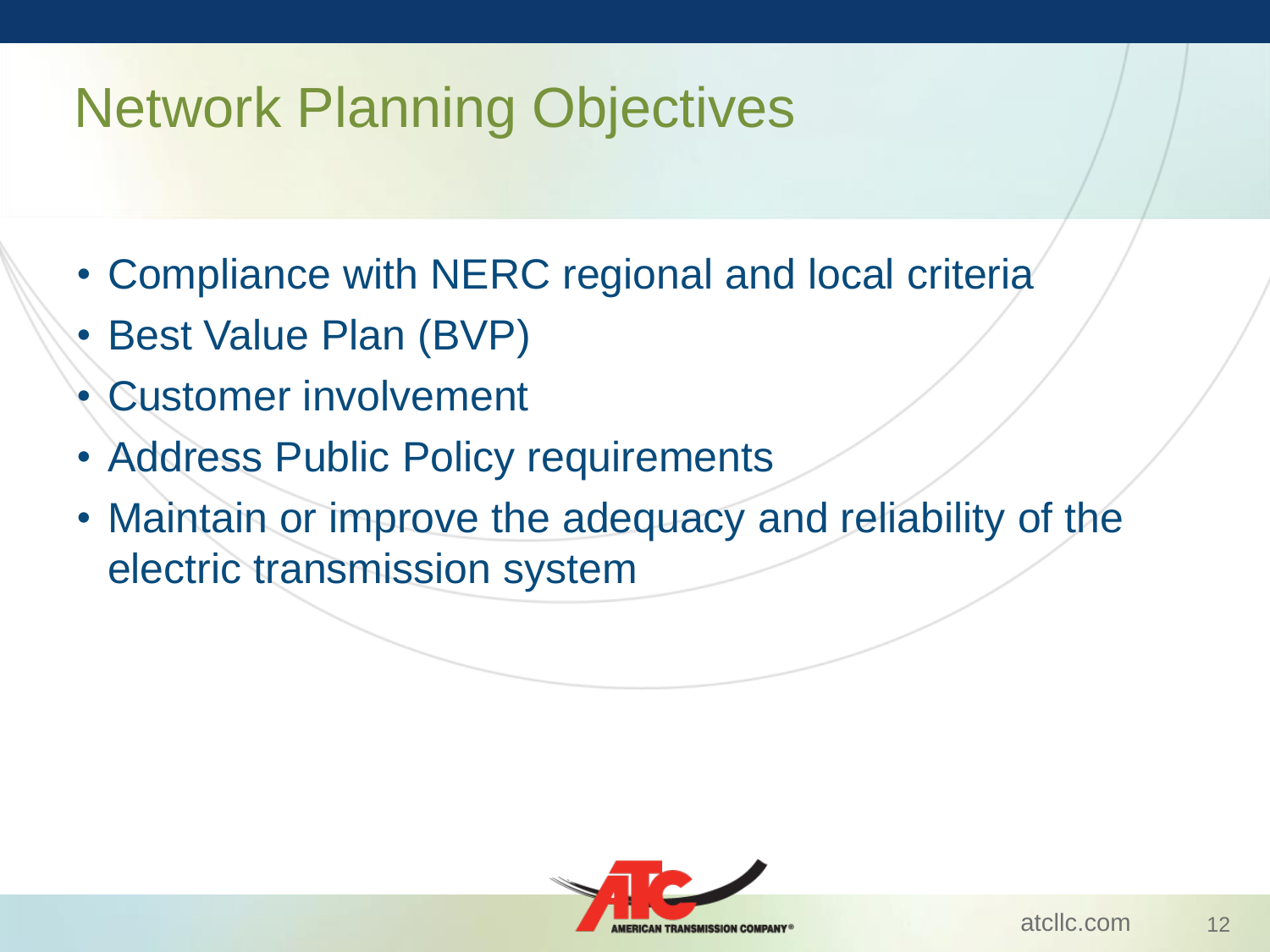# Network Planning Objectives

- Compliance with NERC regional and local criteria
- Best Value Plan (BVP)
- Customer involvement
- Address Public Policy requirements
- Maintain or improve the adequacy and reliability of the electric transmission system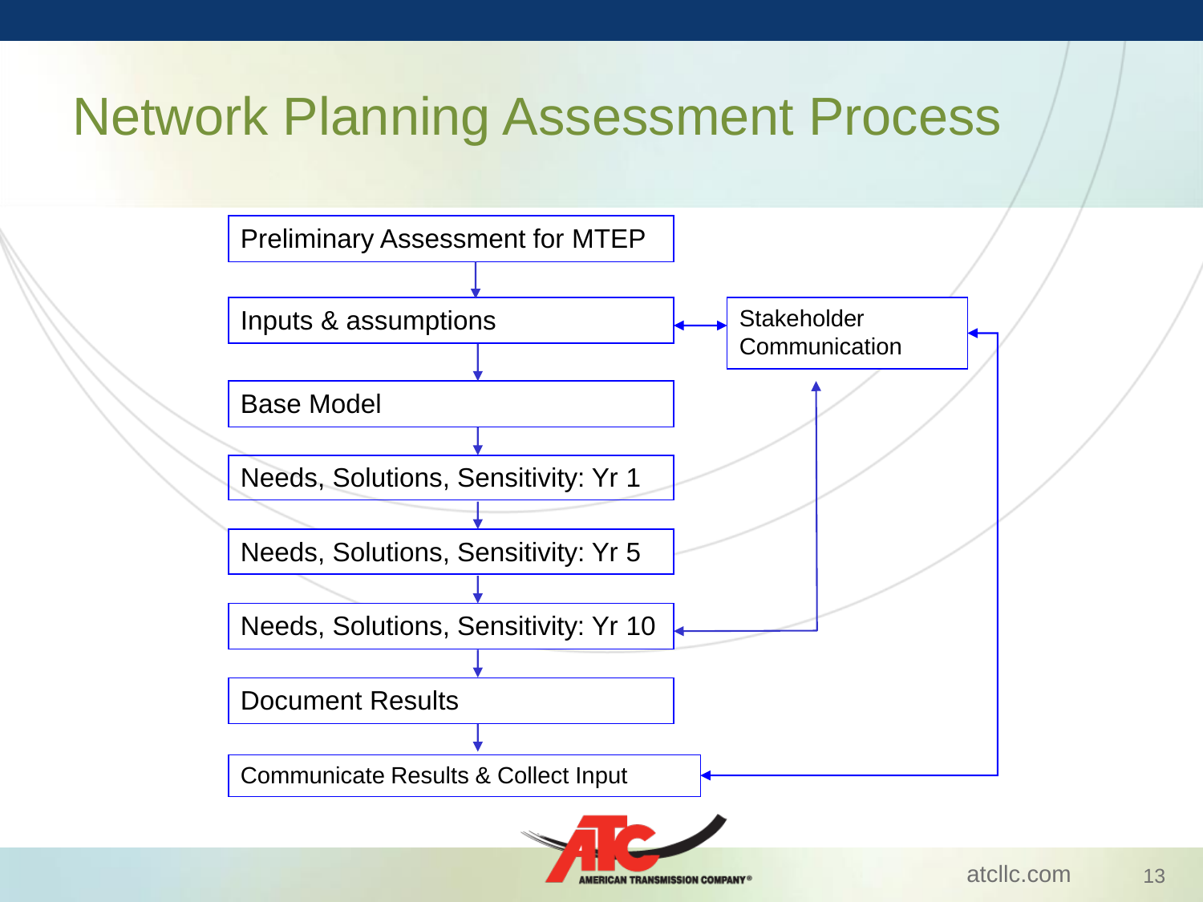# Network Planning Assessment Process

- Preliminary Assessment for MTEP
- Inputs & assumptions
- Base Model
- Needs, Solutions, Sensitivity: Yr 1
- Needs, Solutions, Sensitivity: Yr 5
- Needs, Solutions, Sensitivity: Yr 10
- Document Results
- Communicate Results & Collect Input

Stakeholder Communication

atcllc.com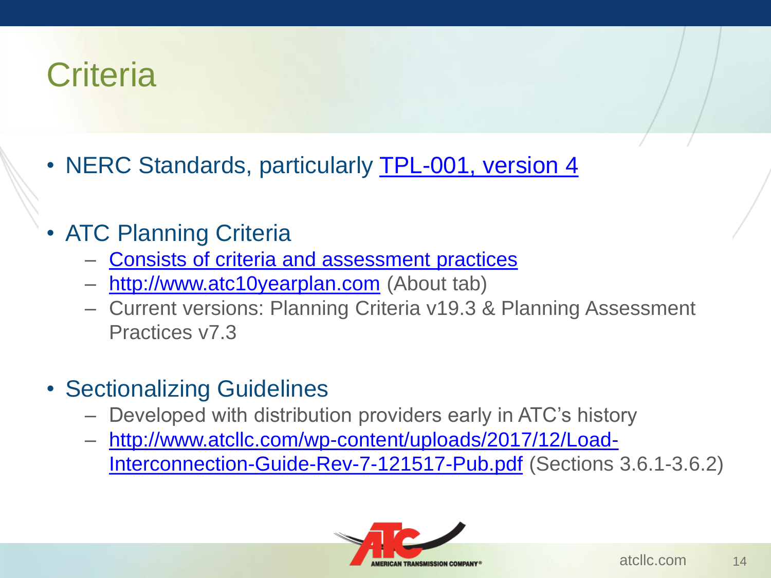# Criteria

- NERC Standards, particularly TPL-001, version 4
- ATC Planning Criteria
  - Consists of criteria and assessment practices
  - http://www.atc10yearplan.com (About tab)
  - Current versions: Planning Criteria v19.3 & Planning Assessment Practices v7.3
- Sectionalizing Guidelines
  - Developed with distribution providers early in ATC's history
  - http://www.atcllc.com/wp-content/uploads/2017/12/Load-Interconnection-Guide-Rev-7-121517-Pub.pdf (Sections 3.6.1-3.6.2)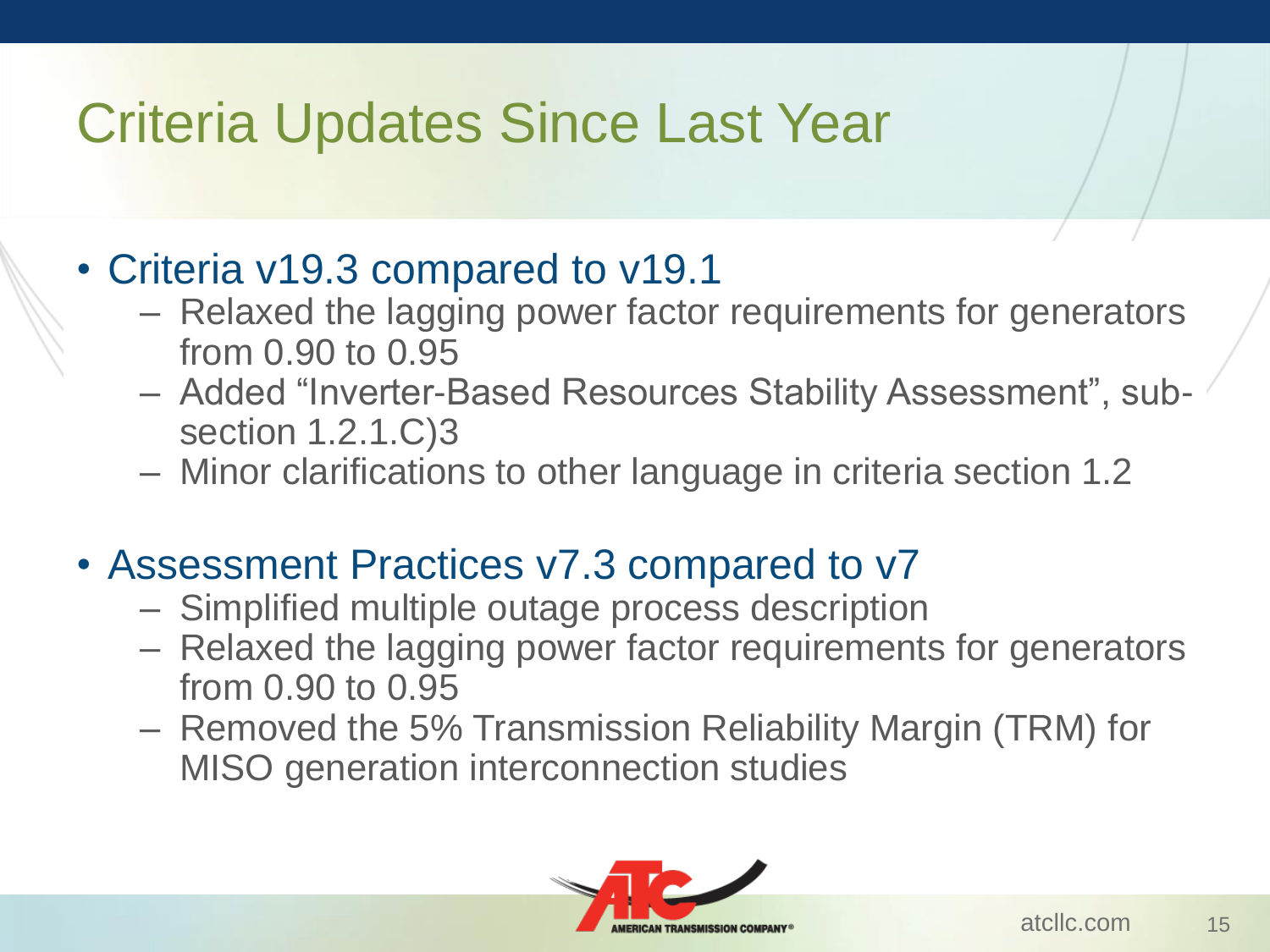# Criteria Updates Since Last Year

- Criteria v19.3 compared to v19.1
  - Relaxed the lagging power factor requirements for generators from 0.90 to 0.95
  - Added "Inverter-Based Resources Stability Assessment", sub-section 1.2.1.C)3
  - Minor clarifications to other language in criteria section 1.2
- Assessment Practices v7.3 compared to v7
  - Simplified multiple outage process description
  - Relaxed the lagging power factor requirements for generators from 0.90 to 0.95
  - Removed the 5% Transmission Reliability Margin (TRM) for MISO generation interconnection studies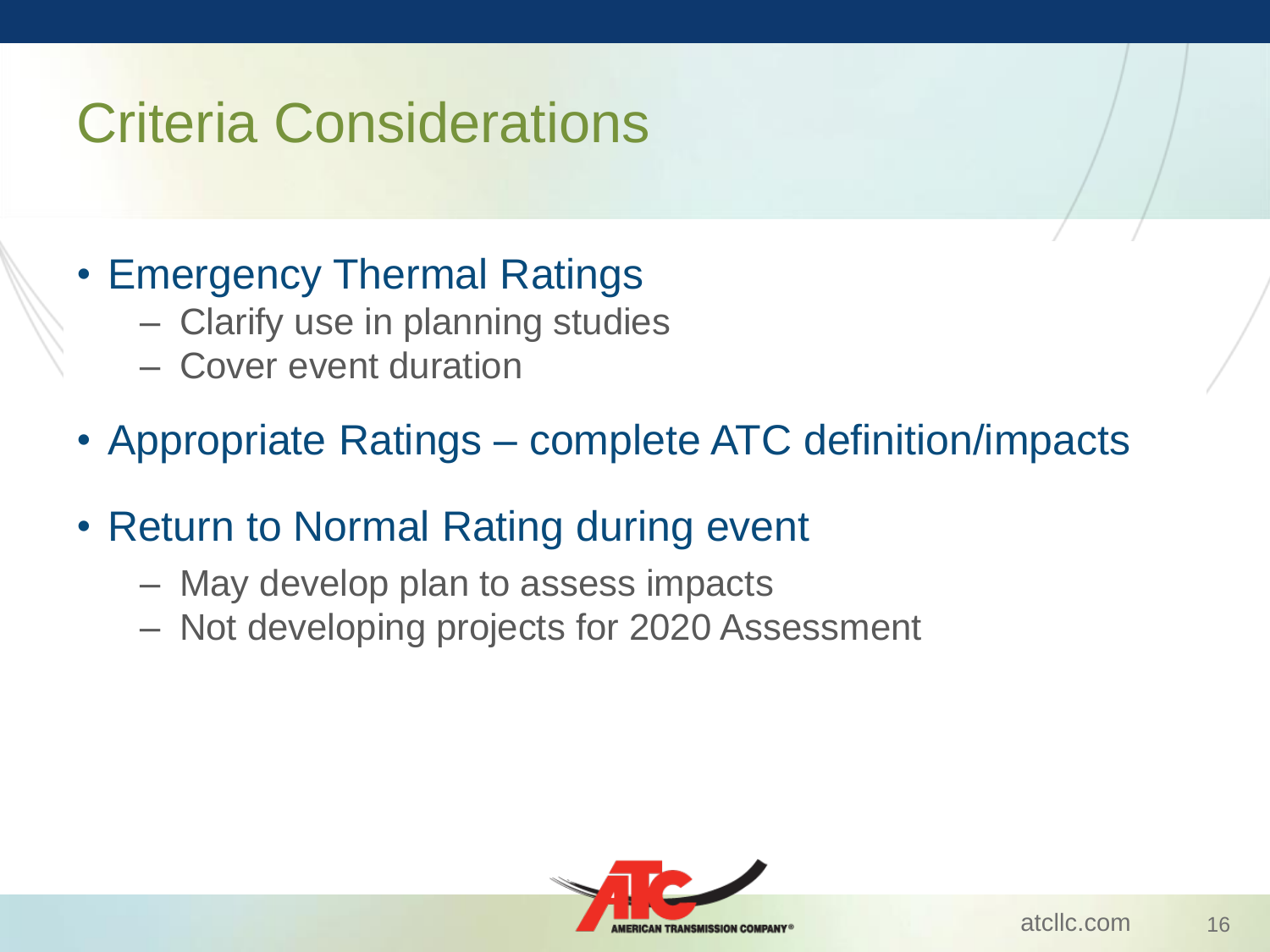# Criteria Considerations

- Emergency Thermal Ratings
  - Clarify use in planning studies
  - Cover event duration
- Appropriate Ratings – complete ATC definition/impacts
- Return to Normal Rating during event
  - May develop plan to assess impacts
  - Not developing projects for 2020 Assessment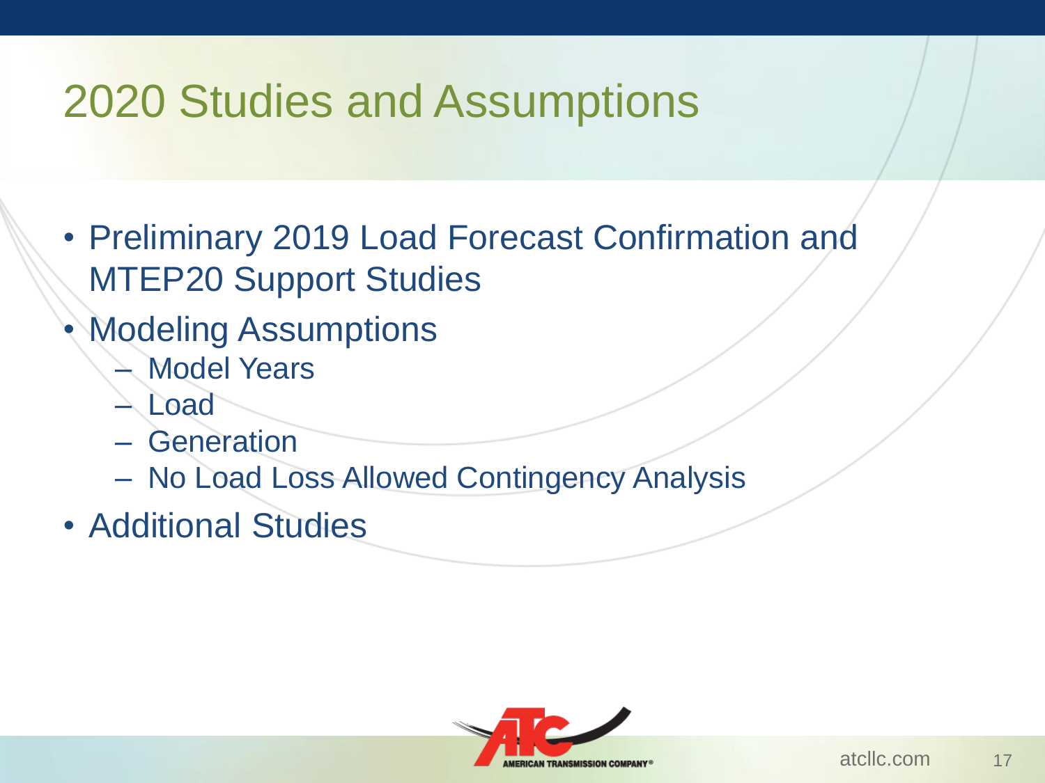# 2020 Studies and Assumptions

- Preliminary 2019 Load Forecast Confirmation and MTEP20 Support Studies
- Modeling Assumptions
  - Model Years
  - Load
  - Generation
  - No Load Loss Allowed Contingency Analysis
- Additional Studies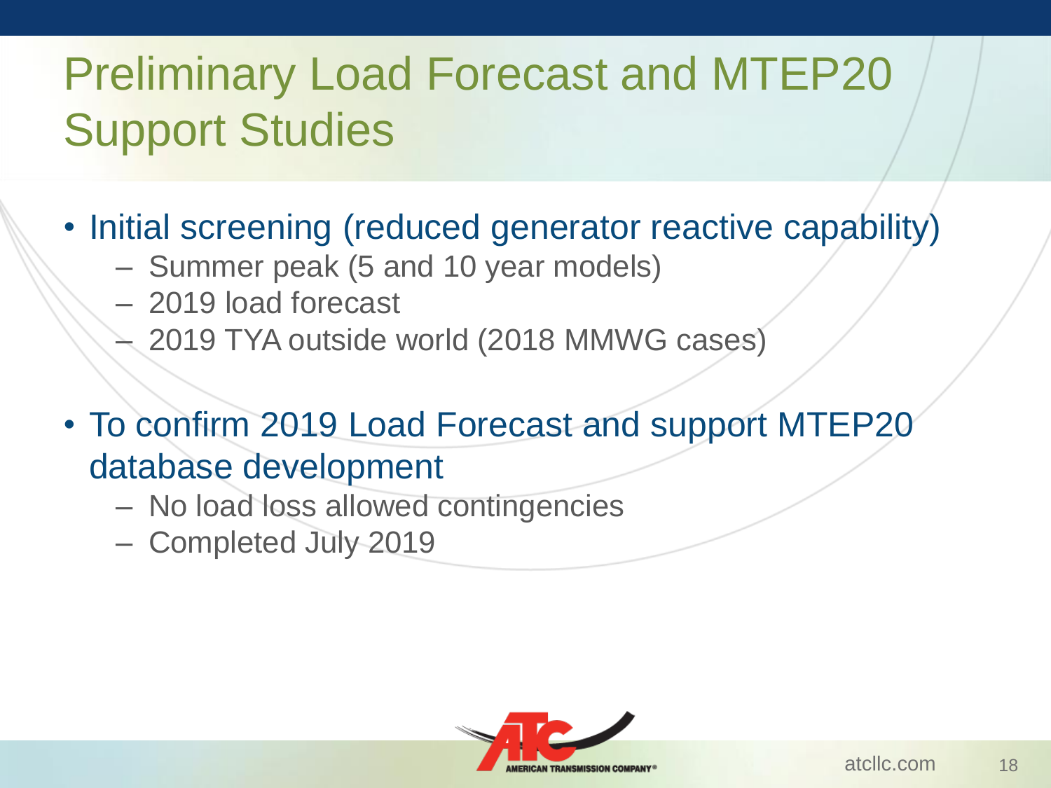# Preliminary Load Forecast and MTEP20 Support Studies

- Initial screening (reduced generator reactive capability)
  - Summer peak (5 and 10 year models)
  - 2019 load forecast
  - 2019 TYA outside world (2018 MMWG cases)

- To confirm 2019 Load Forecast and support MTEP20 database development
  - No load loss allowed contingencies
  - Completed July 2019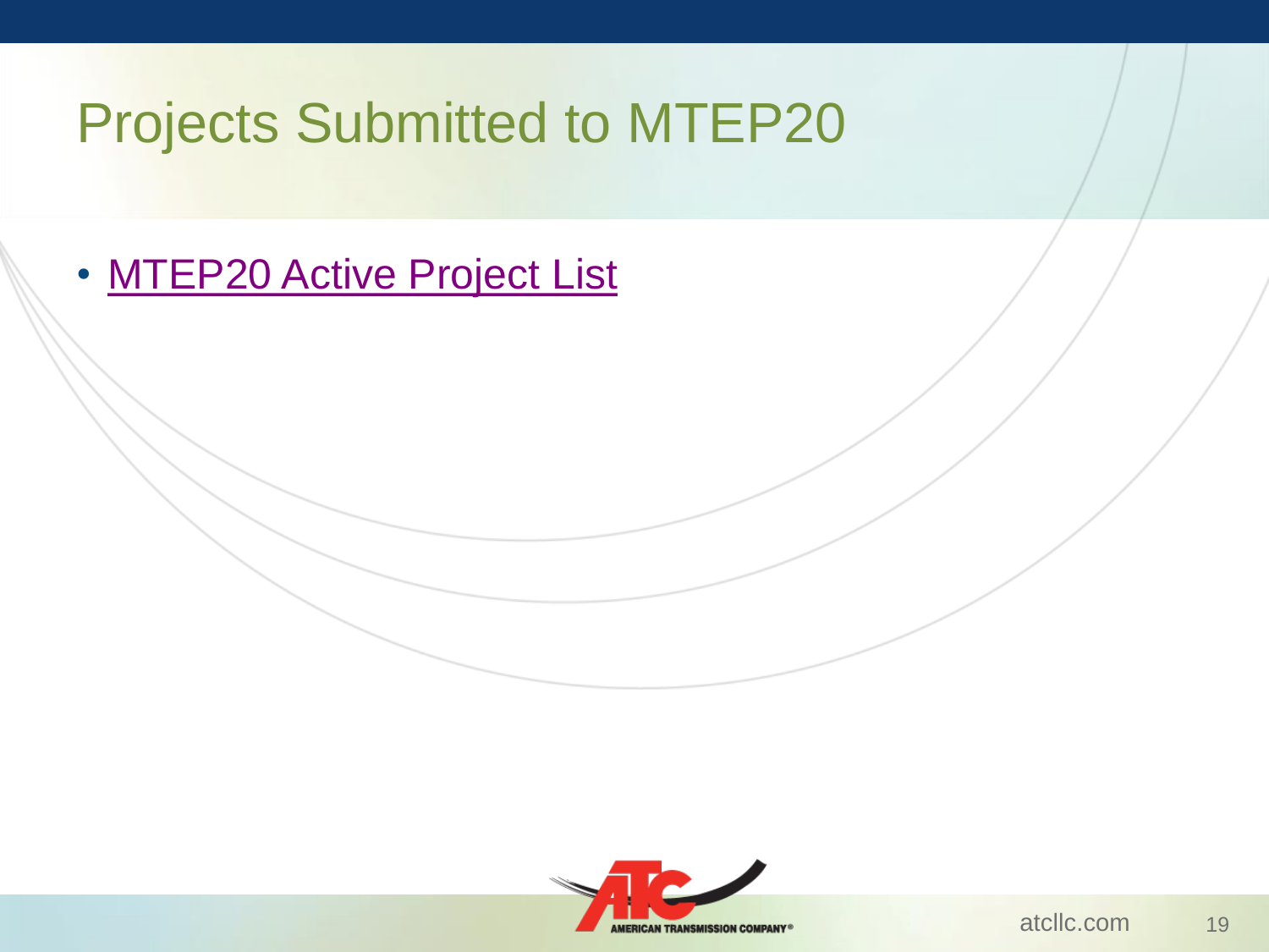# Projects Submitted to MTEP20

- MTEP20 Active Project List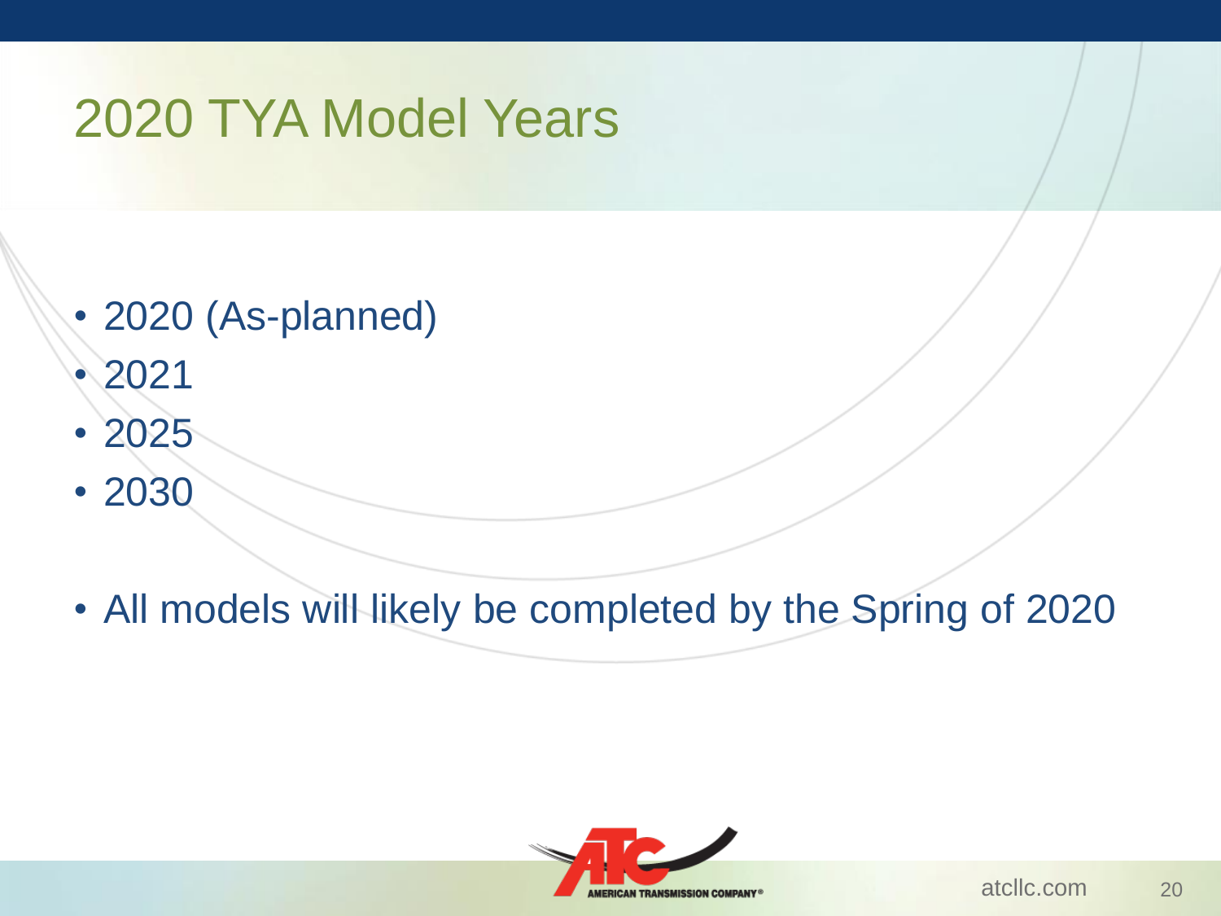# 2020 TYA Model Years

- 2020 (As-planned)
- 2021
- 2025
- 2030

- All models will likely be completed by the Spring of 2020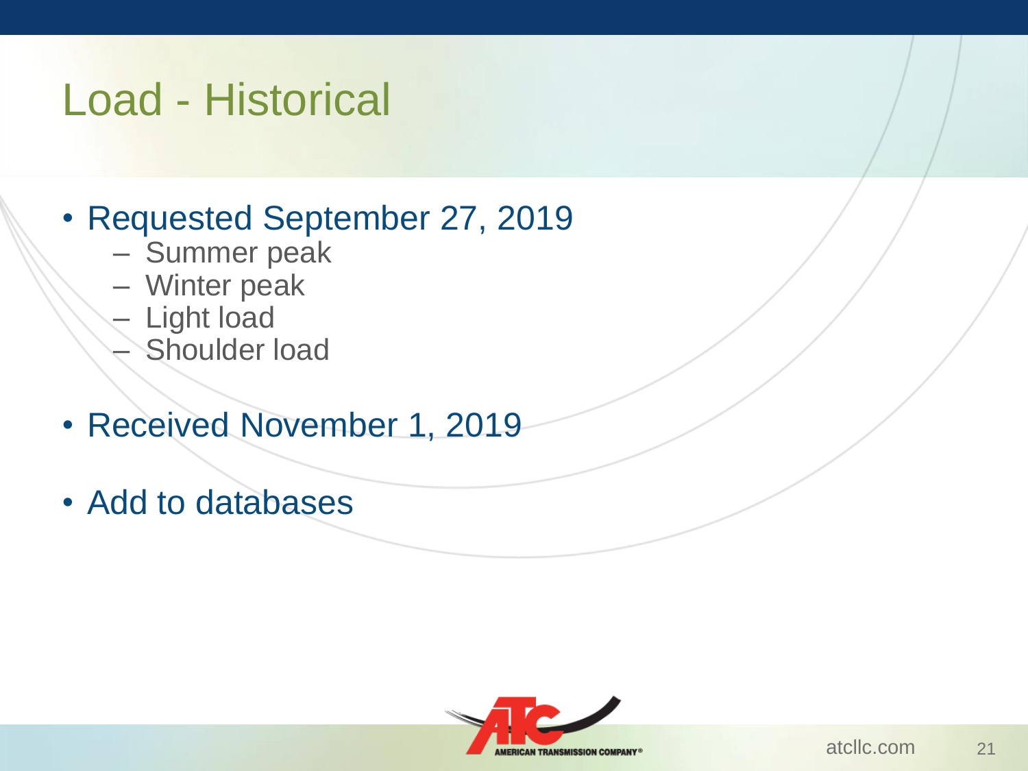# Load - Historical

- Requested September 27, 2019
  - Summer peak
  - Winter peak
  - Light load
  - Shoulder load
- Received November 1, 2019
- Add to databases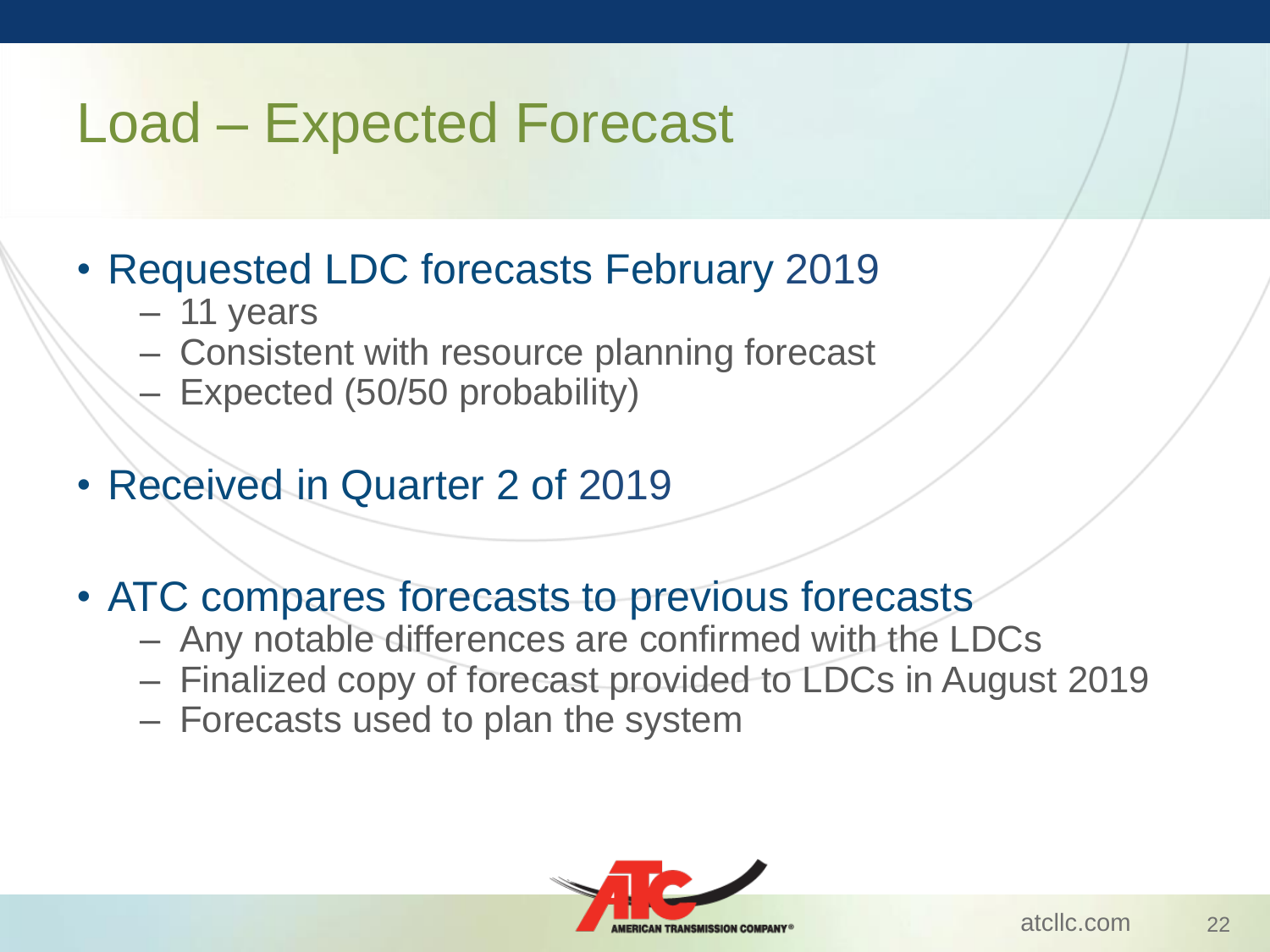# Load – Expected Forecast

- Requested LDC forecasts February 2019
  - 11 years
  - Consistent with resource planning forecast
  - Expected (50/50 probability)
- Received in Quarter 2 of 2019
- ATC compares forecasts to previous forecasts
  - Any notable differences are confirmed with the LDCs
  - Finalized copy of forecast provided to LDCs in August 2019
  - Forecasts used to plan the system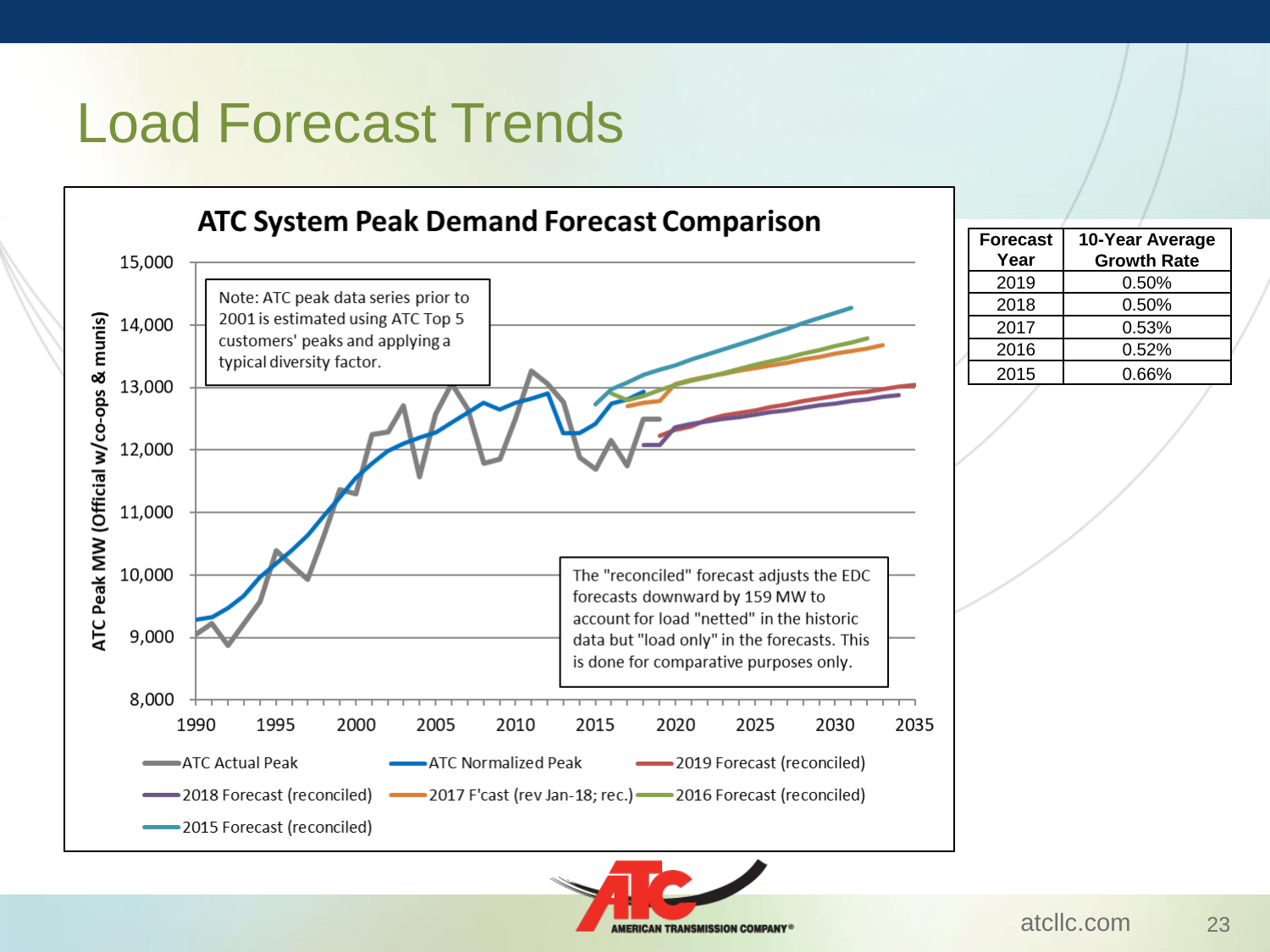# Load Forecast Trends

## ATC System Peak Demand Forecast Comparison

Note: ATC peak data series prior to 2001 is estimated using ATC Top 5 customers' peaks and applying a typical diversity factor.

The "reconciled" forecast adjusts the EDC forecasts downward by 159 MW to account for load "netted" in the historic data but "load only" in the forecasts. This is done for comparative purposes only.

| Forecast Year | 10-Year Average Growth Rate |
|---|---|
| 2019 | 0.50% |
| 2018 | 0.50% |
| 2017 | 0.53% |
| 2016 | 0.52% |
| 2015 | 0.66% |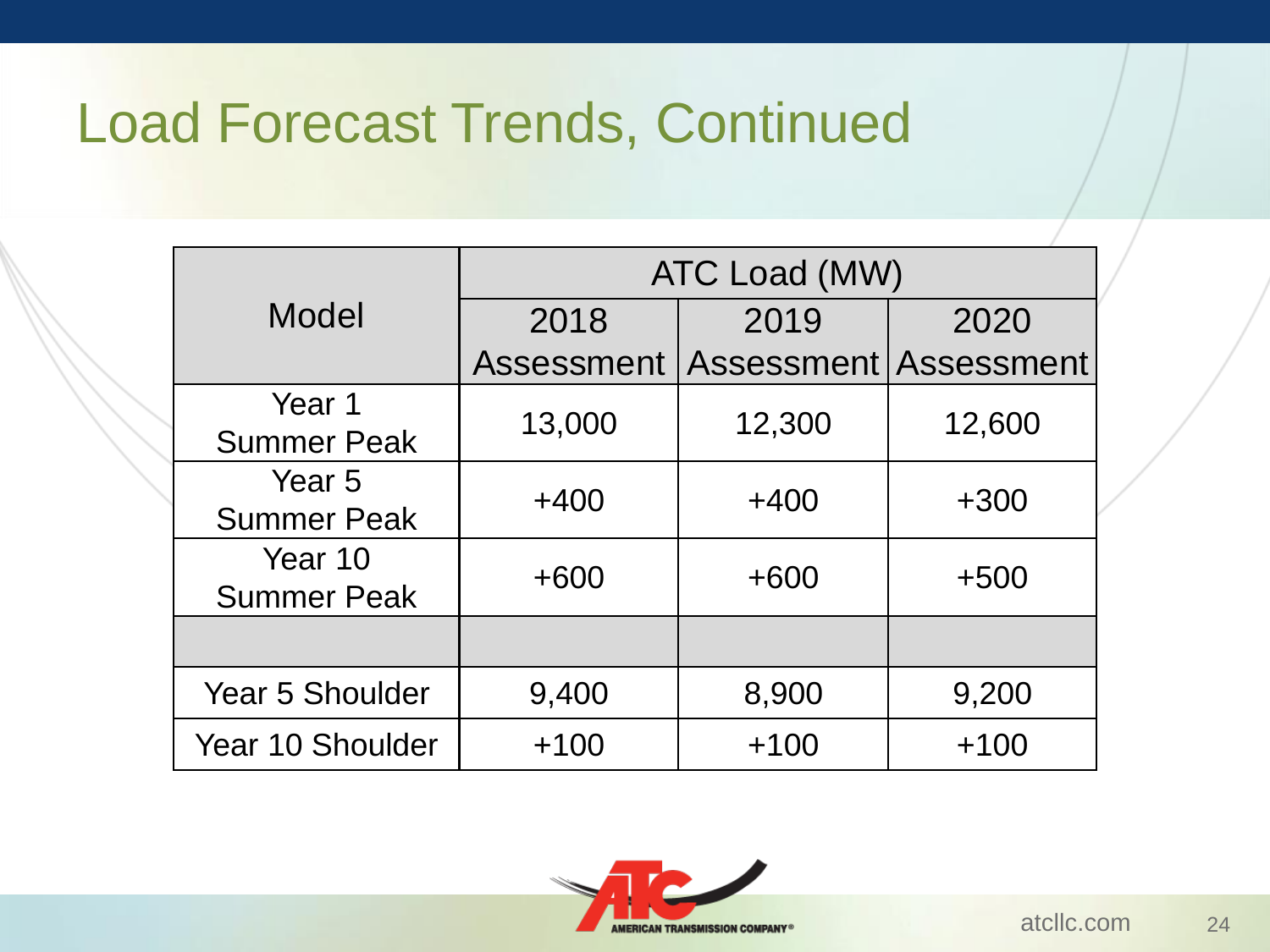# Load Forecast Trends, Continued

| Model | ATC Load (MW) | | |
|---|---|---|---|
| | 2018 Assessment | 2019 Assessment | 2020 Assessment |
| Year 1 Summer Peak | 13,000 | 12,300 | 12,600 |
| Year 5 Summer Peak | +400 | +400 | +300 |
| Year 10 Summer Peak | +600 | +600 | +500 |
| | | | |
| Year 5 Shoulder | 9,400 | 8,900 | 9,200 |
| Year 10 Shoulder | +100 | +100 | +100 |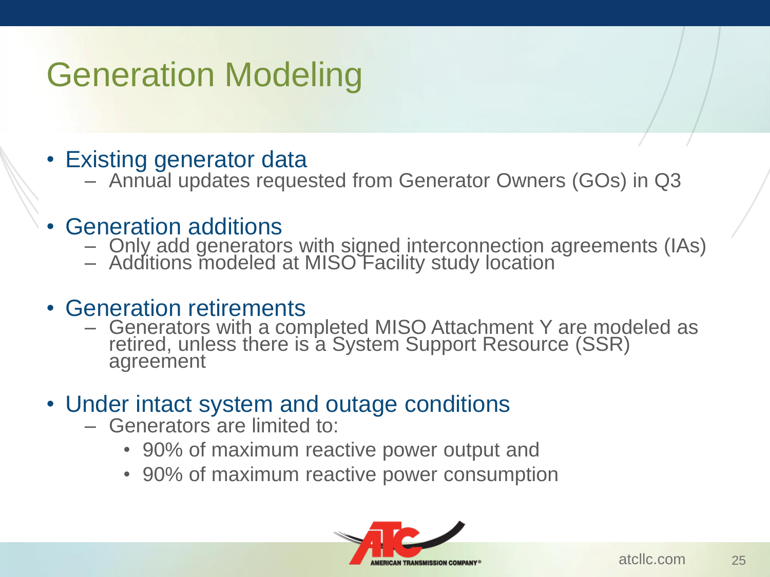# Generation Modeling

- Existing generator data
  - Annual updates requested from Generator Owners (GOs) in Q3
- Generation additions
  - Only add generators with signed interconnection agreements (IAs)
  - Additions modeled at MISO Facility study location
- Generation retirements
  - Generators with a completed MISO Attachment Y are modeled as retired, unless there is a System Support Resource (SSR) agreement
- Under intact system and outage conditions
  - Generators are limited to:
    - 90% of maximum reactive power output and
    - 90% of maximum reactive power consumption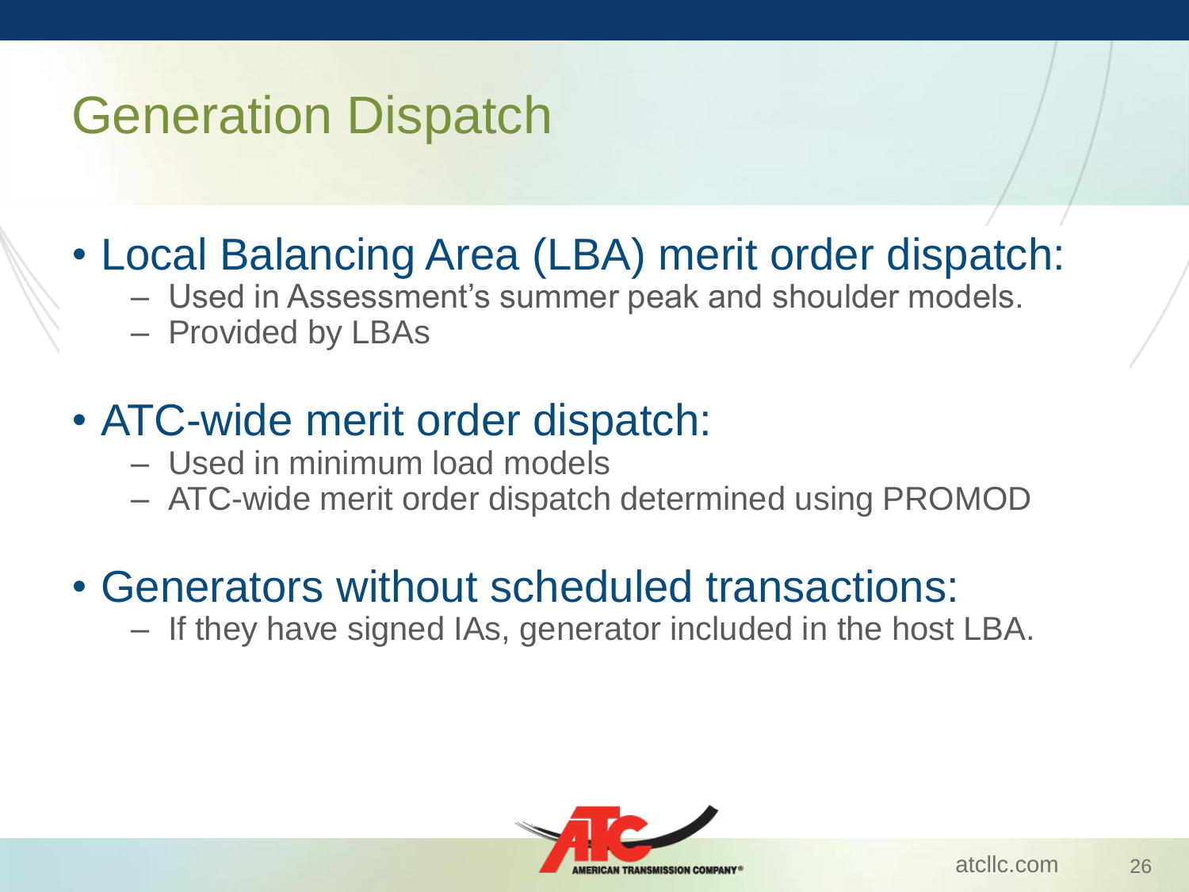# Generation Dispatch

- Local Balancing Area (LBA) merit order dispatch:
  - Used in Assessment's summer peak and shoulder models.
  - Provided by LBAs
- ATC-wide merit order dispatch:
  - Used in minimum load models
  - ATC-wide merit order dispatch determined using PROMOD
- Generators without scheduled transactions:
  - If they have signed IAs, generator included in the host LBA.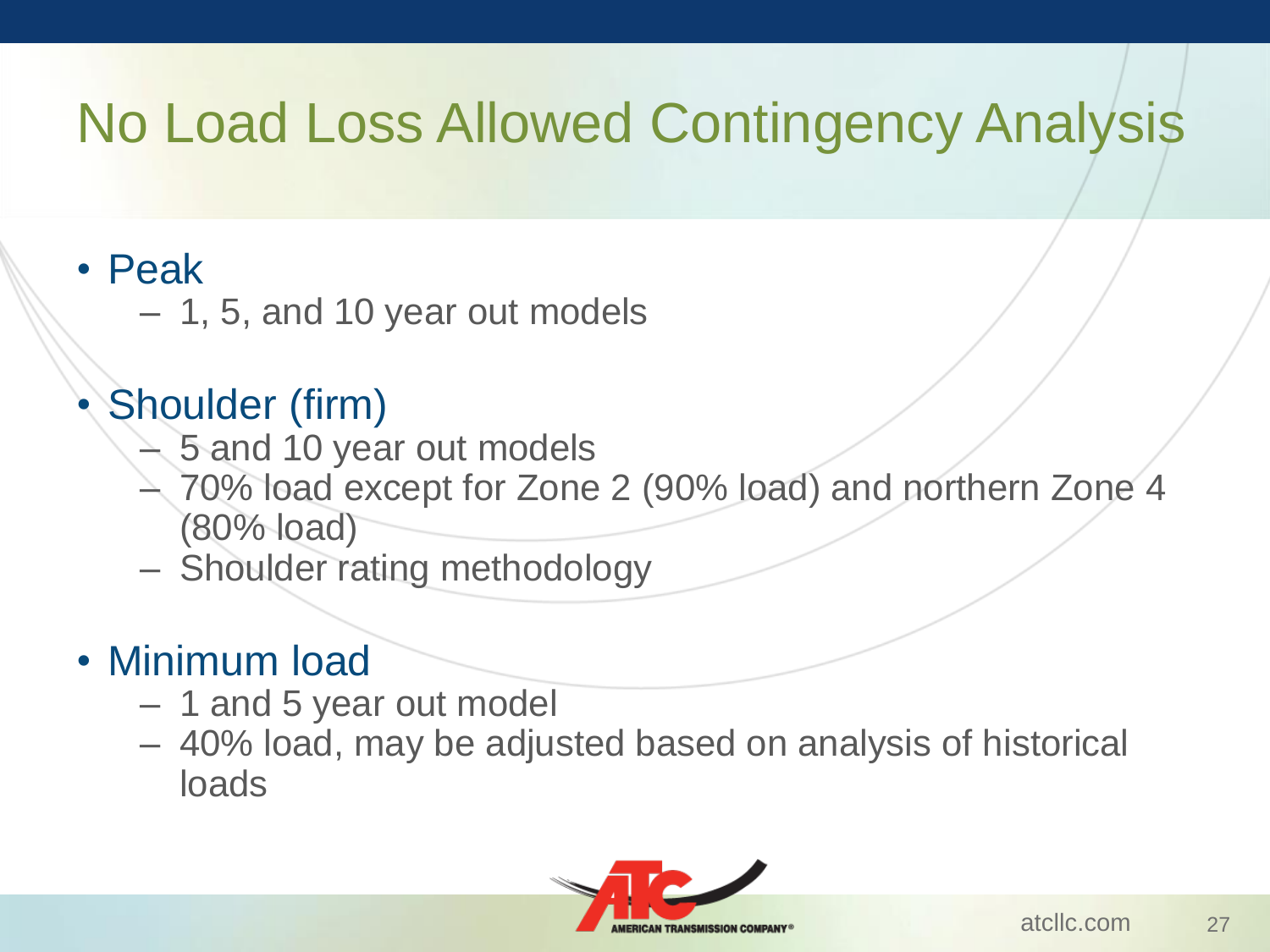# No Load Loss Allowed Contingency Analysis

- Peak
  - 1, 5, and 10 year out models
- Shoulder (firm)
  - 5 and 10 year out models
  - 70% load except for Zone 2 (90% load) and northern Zone 4 (80% load)
  - Shoulder rating methodology
- Minimum load
  - 1 and 5 year out model
  - 40% load, may be adjusted based on analysis of historical loads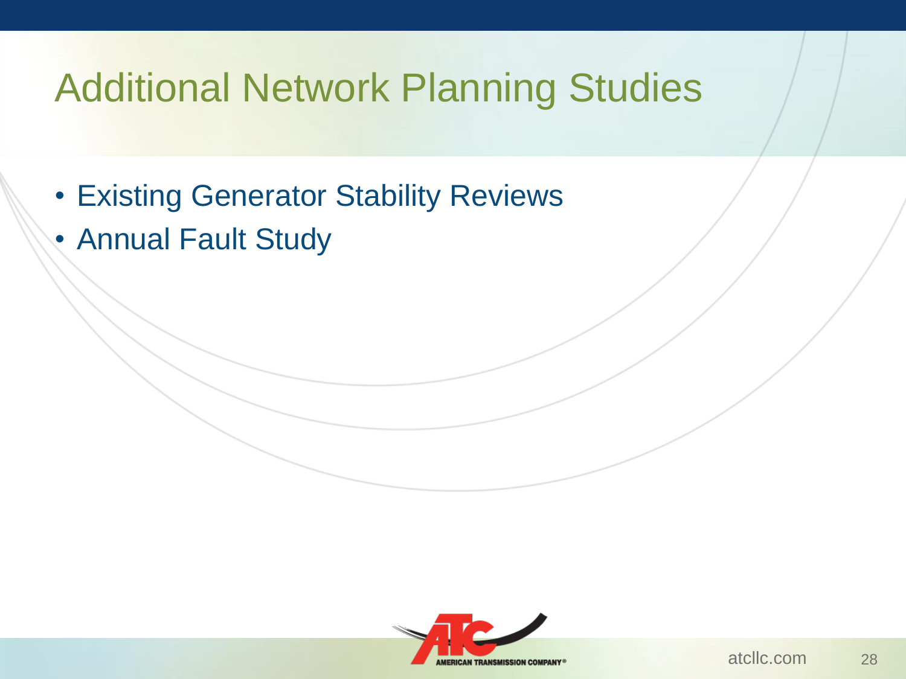# Additional Network Planning Studies

- Existing Generator Stability Reviews
- Annual Fault Study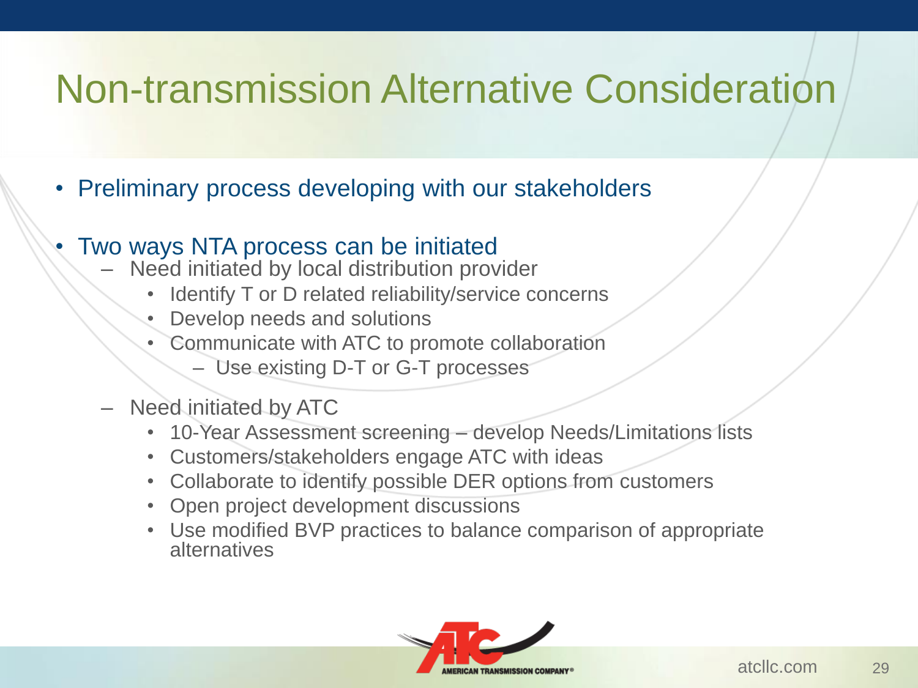# Non-transmission Alternative Consideration

- Preliminary process developing with our stakeholders
- Two ways NTA process can be initiated
  - Need initiated by local distribution provider
    - Identify T or D related reliability/service concerns
    - Develop needs and solutions
    - Communicate with ATC to promote collaboration
      - Use existing D-T or G-T processes
  - Need initiated by ATC
    - 10-Year Assessment screening – develop Needs/Limitations lists
    - Customers/stakeholders engage ATC with ideas
    - Collaborate to identify possible DER options from customers
    - Open project development discussions
    - Use modified BVP practices to balance comparison of appropriate alternatives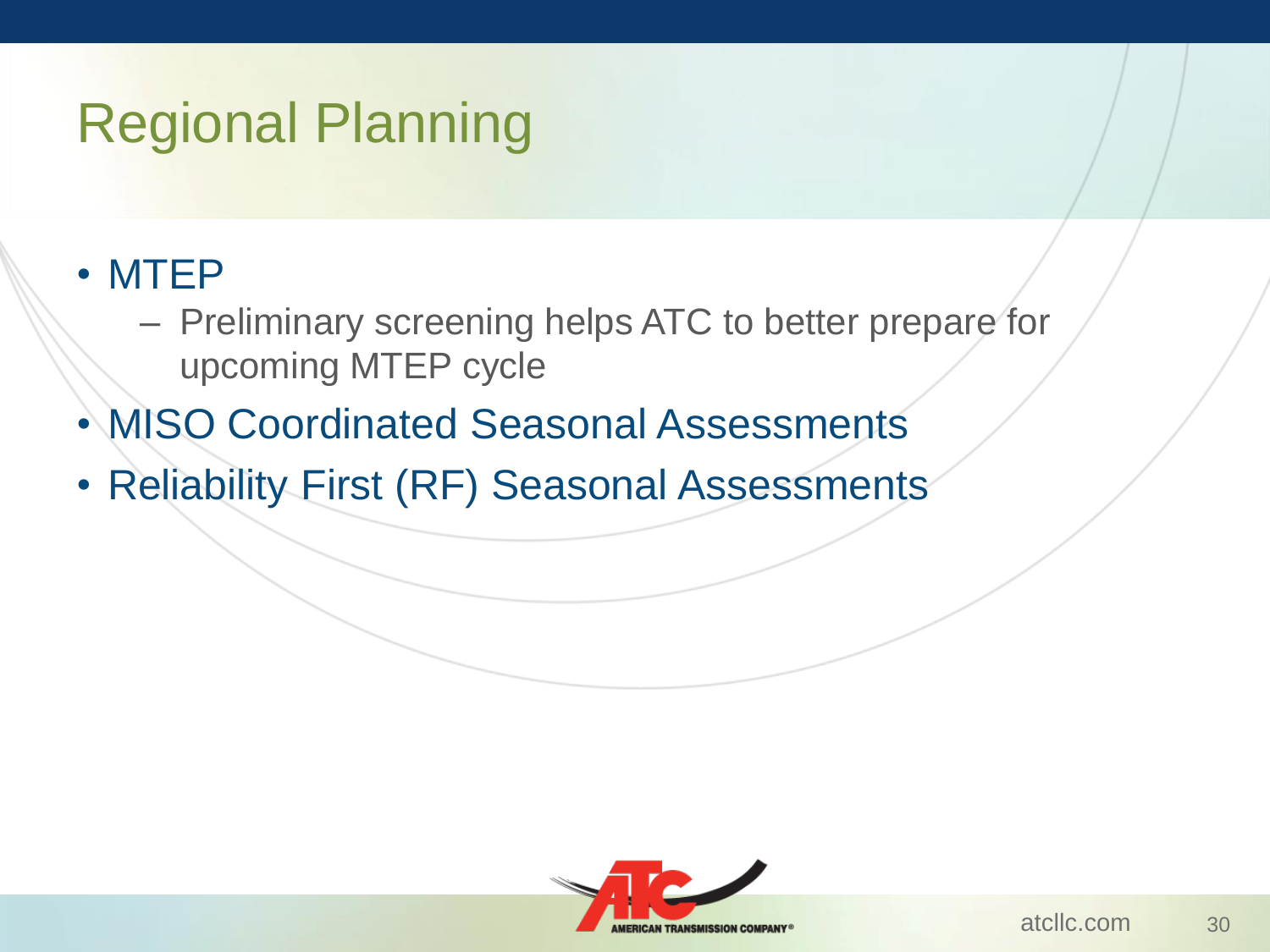# Regional Planning

- MTEP
  - Preliminary screening helps ATC to better prepare for upcoming MTEP cycle
- MISO Coordinated Seasonal Assessments
- Reliability First (RF) Seasonal Assessments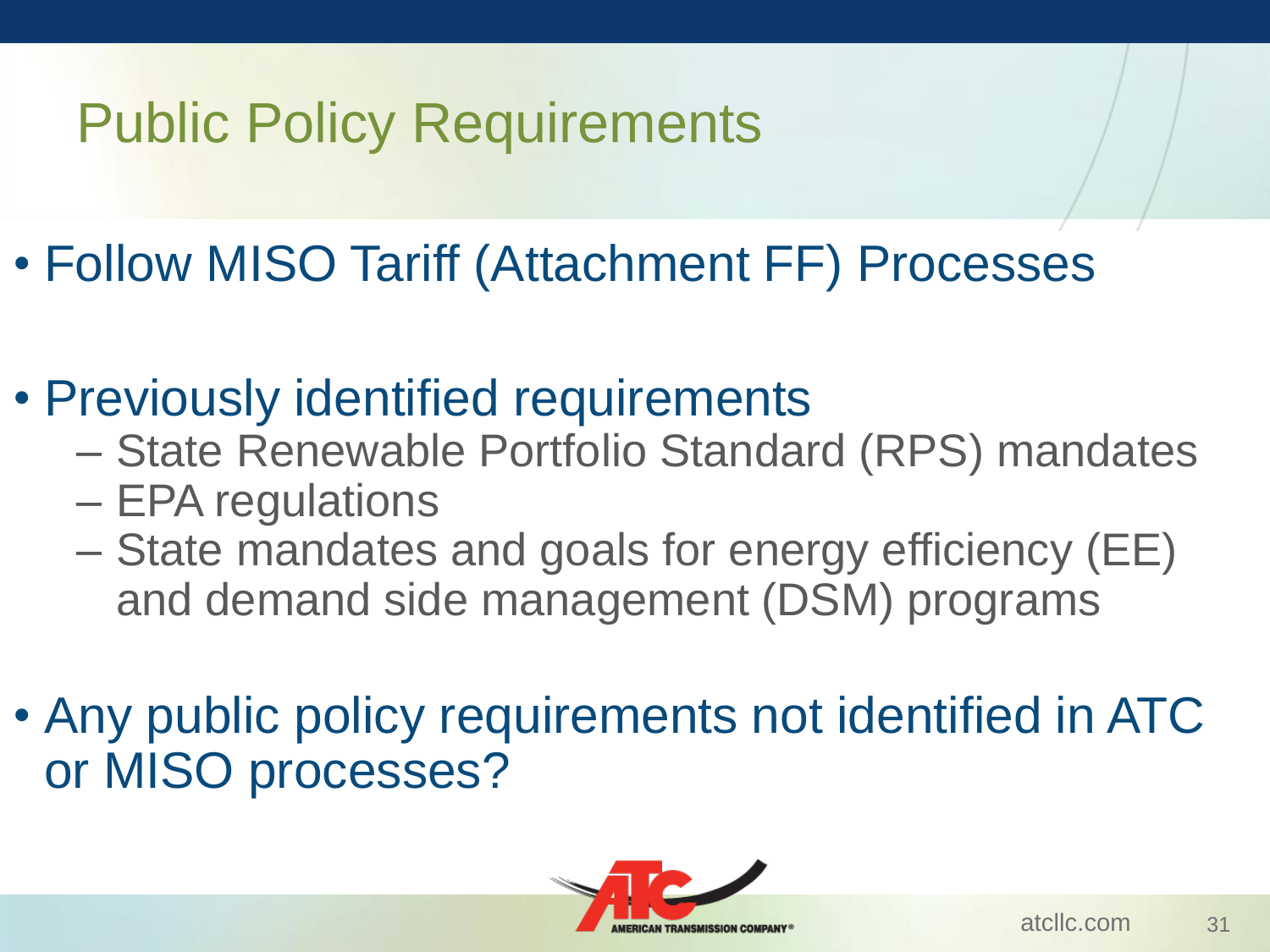# Public Policy Requirements

- Follow MISO Tariff (Attachment FF) Processes

- Previously identified requirements
  - State Renewable Portfolio Standard (RPS) mandates
  - EPA regulations
  - State mandates and goals for energy efficiency (EE) and demand side management (DSM) programs

- Any public policy requirements not identified in ATC or MISO processes?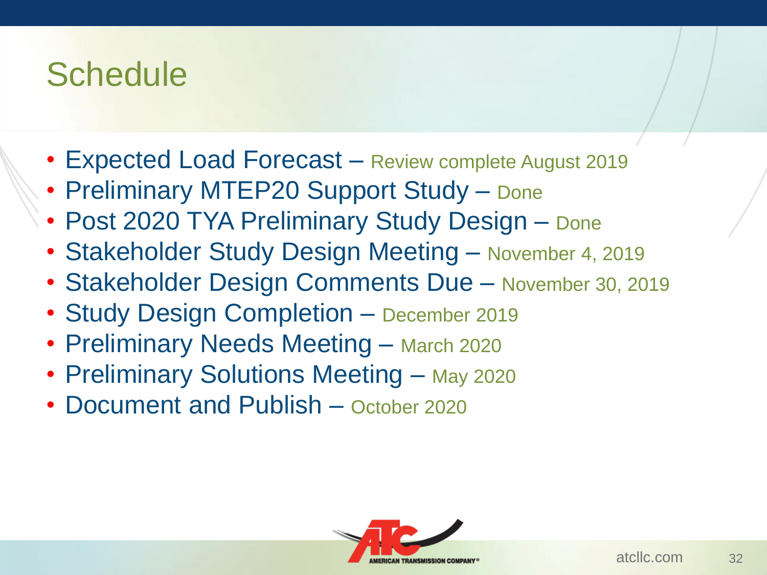# Schedule

- Expected Load Forecast – Review complete August 2019
- Preliminary MTEP20 Support Study – Done
- Post 2020 TYA Preliminary Study Design – Done
- Stakeholder Study Design Meeting – November 4, 2019
- Stakeholder Design Comments Due – November 30, 2019
- Study Design Completion – December 2019
- Preliminary Needs Meeting – March 2020
- Preliminary Solutions Meeting – May 2020
- Document and Publish – October 2020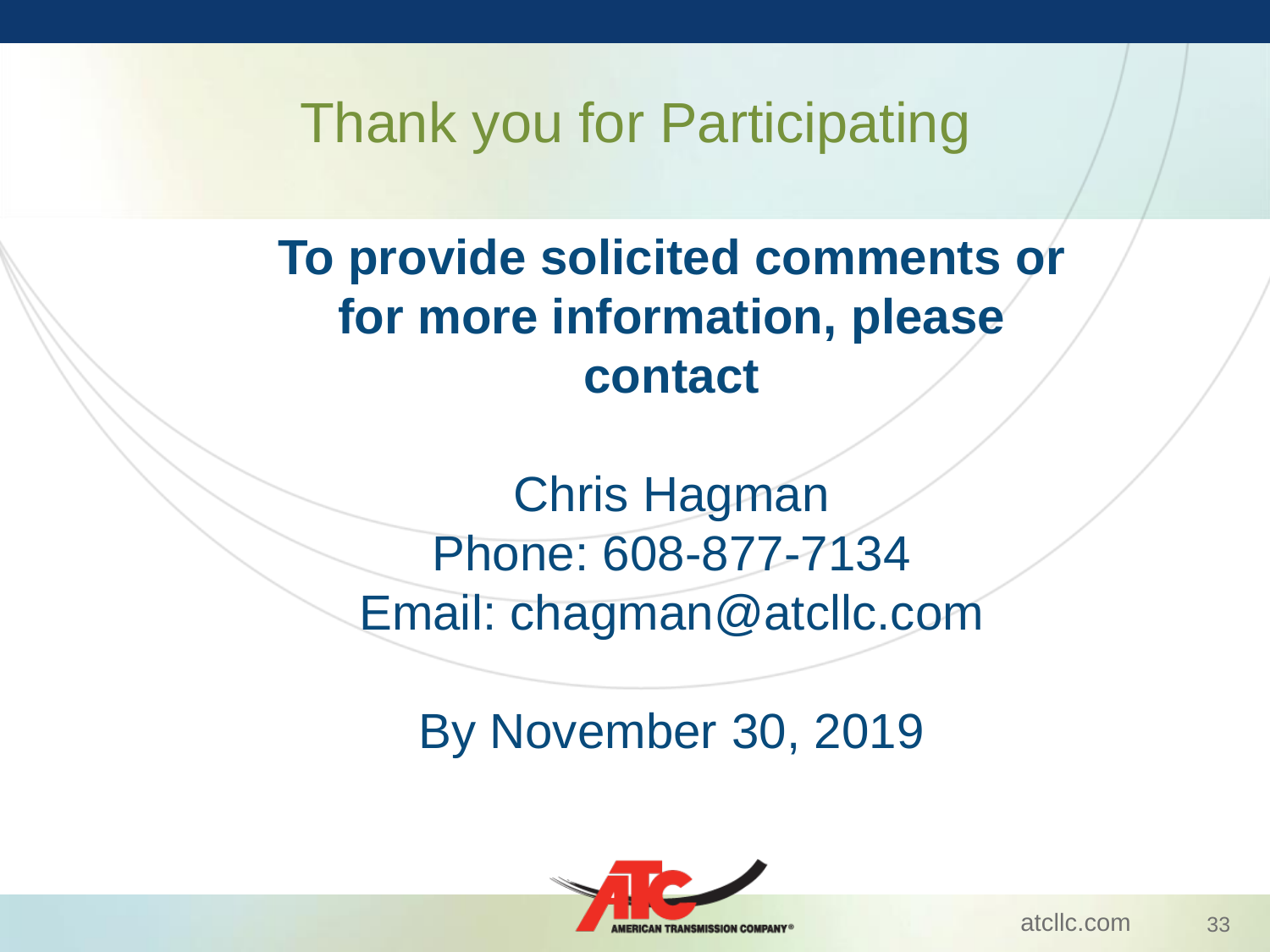# Thank you for Participating

**To provide solicited comments or for more information, please contact**

Chris Hagman
Phone: 608-877-7134
Email: chagman@atcllc.com

By November 30, 2019